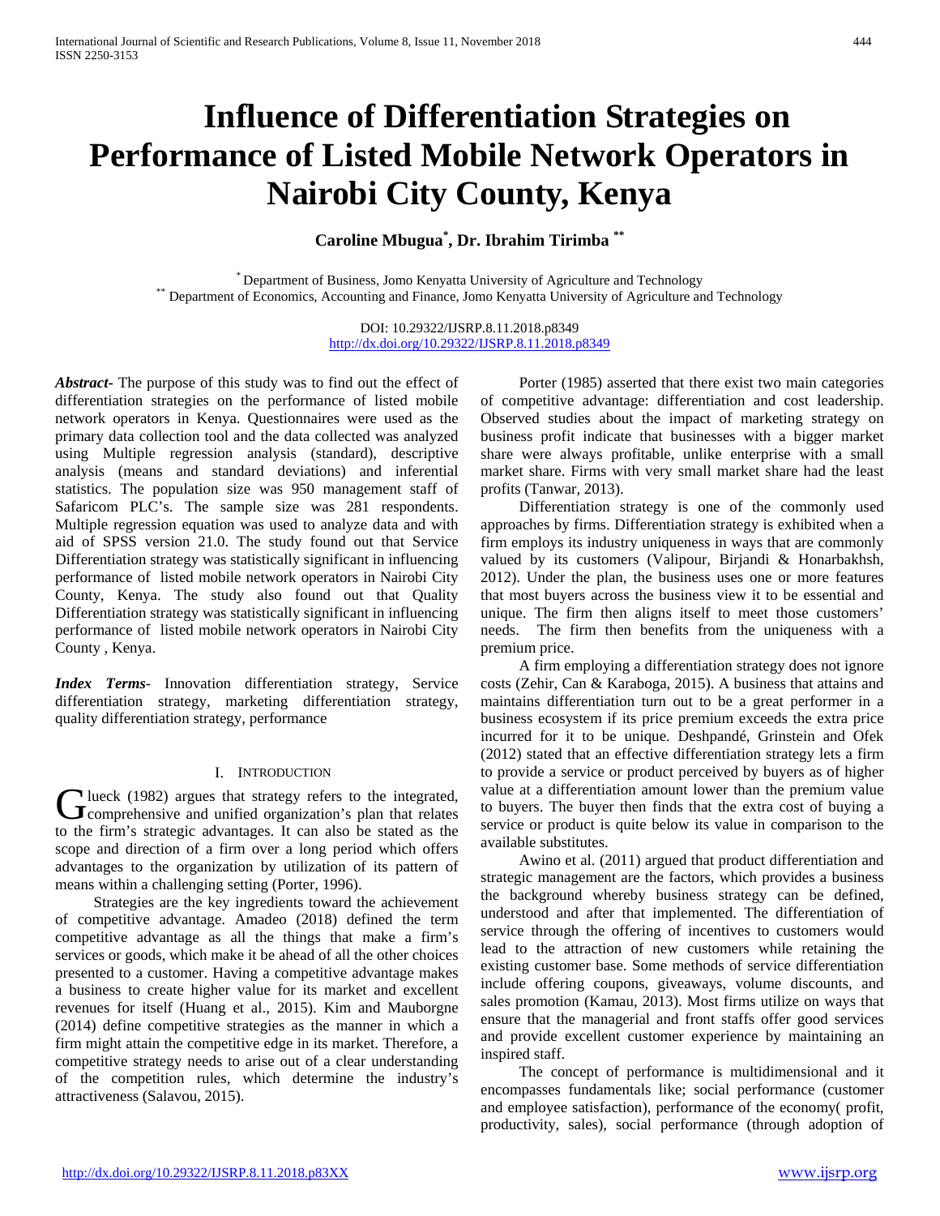# Influence of Differentiation Strategies on Performance of Listed Mobile Network Operators in Nairobi City County, Kenya

**Caroline Mbugua[*], Dr. Ibrahim Tirimba [**]**

[*] Department of Business, Jomo Kenyatta University of Agriculture and Technology
[**] Department of Economics, Accounting and Finance, Jomo Kenyatta University of Agriculture and Technology

DOI: 10.29322/IJSRP.8.11.2018.p8349
http://dx.doi.org/10.29322/IJSRP.8.11.2018.p8349

***Abstract***- The purpose of this study was to find out the effect of differentiation strategies on the performance of listed mobile network operators in Kenya. Questionnaires were used as the primary data collection tool and the data collected was analyzed using Multiple regression analysis (standard), descriptive analysis (means and standard deviations) and inferential statistics. The population size was 950 management staff of Safaricom PLC's. The sample size was 281 respondents. Multiple regression equation was used to analyze data and with aid of SPSS version 21.0. The study found out that Service Differentiation strategy was statistically significant in influencing performance of listed mobile network operators in Nairobi City County, Kenya. The study also found out that Quality Differentiation strategy was statistically significant in influencing performance of listed mobile network operators in Nairobi City County , Kenya.

***Index Terms***- Innovation differentiation strategy, Service differentiation strategy, marketing differentiation strategy, quality differentiation strategy, performance

## I. Introduction

Glueck (1982) argues that strategy refers to the integrated, comprehensive and unified organization's plan that relates to the firm's strategic advantages. It can also be stated as the scope and direction of a firm over a long period which offers advantages to the organization by utilization of its pattern of means within a challenging setting (Porter, 1996).

Strategies are the key ingredients toward the achievement of competitive advantage. Amadeo (2018) defined the term competitive advantage as all the things that make a firm's services or goods, which make it be ahead of all the other choices presented to a customer. Having a competitive advantage makes a business to create higher value for its market and excellent revenues for itself (Huang et al., 2015). Kim and Mauborgne (2014) define competitive strategies as the manner in which a firm might attain the competitive edge in its market. Therefore, a competitive strategy needs to arise out of a clear understanding of the competition rules, which determine the industry's attractiveness (Salavou, 2015).

Porter (1985) asserted that there exist two main categories of competitive advantage: differentiation and cost leadership. Observed studies about the impact of marketing strategy on business profit indicate that businesses with a bigger market share were always profitable, unlike enterprise with a small market share. Firms with very small market share had the least profits (Tanwar, 2013).

Differentiation strategy is one of the commonly used approaches by firms. Differentiation strategy is exhibited when a firm employs its industry uniqueness in ways that are commonly valued by its customers (Valipour, Birjandi & Honarbakhsh, 2012). Under the plan, the business uses one or more features that most buyers across the business view it to be essential and unique. The firm then aligns itself to meet those customers' needs. The firm then benefits from the uniqueness with a premium price.

A firm employing a differentiation strategy does not ignore costs (Zehir, Can & Karaboga, 2015). A business that attains and maintains differentiation turn out to be a great performer in a business ecosystem if its price premium exceeds the extra price incurred for it to be unique. Deshpandé, Grinstein and Ofek (2012) stated that an effective differentiation strategy lets a firm to provide a service or product perceived by buyers as of higher value at a differentiation amount lower than the premium value to buyers. The buyer then finds that the extra cost of buying a service or product is quite below its value in comparison to the available substitutes.

Awino et al. (2011) argued that product differentiation and strategic management are the factors, which provides a business the background whereby business strategy can be defined, understood and after that implemented. The differentiation of service through the offering of incentives to customers would lead to the attraction of new customers while retaining the existing customer base. Some methods of service differentiation include offering coupons, giveaways, volume discounts, and sales promotion (Kamau, 2013). Most firms utilize on ways that ensure that the managerial and front staffs offer good services and provide excellent customer experience by maintaining an inspired staff.

The concept of performance is multidimensional and it encompasses fundamentals like; social performance (customer and employee satisfaction), performance of the economy( profit, productivity, sales), social performance (through adoption of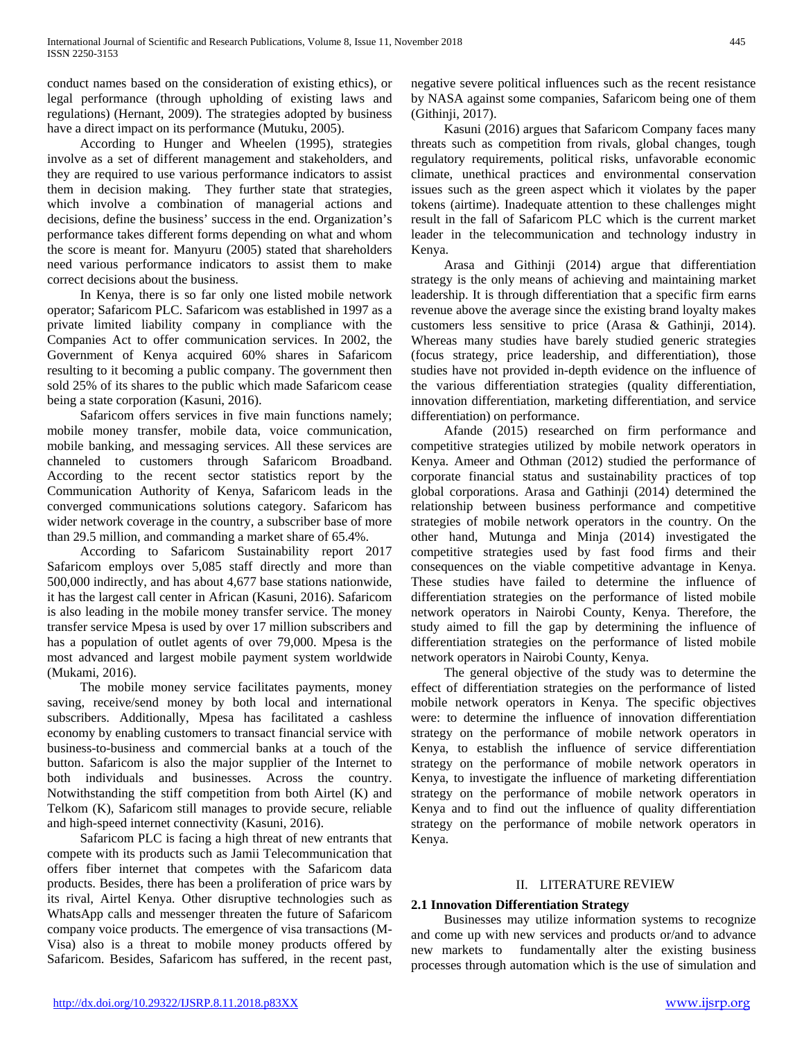conduct names based on the consideration of existing ethics), or legal performance (through upholding of existing laws and regulations) (Hernant, 2009). The strategies adopted by business have a direct impact on its performance (Mutuku, 2005).

According to Hunger and Wheelen (1995), strategies involve as a set of different management and stakeholders, and they are required to use various performance indicators to assist them in decision making. They further state that strategies, which involve a combination of managerial actions and decisions, define the business' success in the end. Organization's performance takes different forms depending on what and whom the score is meant for. Manyuru (2005) stated that shareholders need various performance indicators to assist them to make correct decisions about the business.

In Kenya, there is so far only one listed mobile network operator; Safaricom PLC. Safaricom was established in 1997 as a private limited liability company in compliance with the Companies Act to offer communication services. In 2002, the Government of Kenya acquired 60% shares in Safaricom resulting to it becoming a public company. The government then sold 25% of its shares to the public which made Safaricom cease being a state corporation (Kasuni, 2016).

Safaricom offers services in five main functions namely; mobile money transfer, mobile data, voice communication, mobile banking, and messaging services. All these services are channeled to customers through Safaricom Broadband. According to the recent sector statistics report by the Communication Authority of Kenya, Safaricom leads in the converged communications solutions category. Safaricom has wider network coverage in the country, a subscriber base of more than 29.5 million, and commanding a market share of 65.4%.

According to Safaricom Sustainability report 2017 Safaricom employs over 5,085 staff directly and more than 500,000 indirectly, and has about 4,677 base stations nationwide, it has the largest call center in African (Kasuni, 2016). Safaricom is also leading in the mobile money transfer service. The money transfer service Mpesa is used by over 17 million subscribers and has a population of outlet agents of over 79,000. Mpesa is the most advanced and largest mobile payment system worldwide (Mukami, 2016).

The mobile money service facilitates payments, money saving, receive/send money by both local and international subscribers. Additionally, Mpesa has facilitated a cashless economy by enabling customers to transact financial service with business-to-business and commercial banks at a touch of the button. Safaricom is also the major supplier of the Internet to both individuals and businesses. Across the country. Notwithstanding the stiff competition from both Airtel (K) and Telkom (K), Safaricom still manages to provide secure, reliable and high-speed internet connectivity (Kasuni, 2016).

Safaricom PLC is facing a high threat of new entrants that compete with its products such as Jamii Telecommunication that offers fiber internet that competes with the Safaricom data products. Besides, there has been a proliferation of price wars by its rival, Airtel Kenya. Other disruptive technologies such as WhatsApp calls and messenger threaten the future of Safaricom company voice products. The emergence of visa transactions (M-Visa) also is a threat to mobile money products offered by Safaricom. Besides, Safaricom has suffered, in the recent past, negative severe political influences such as the recent resistance by NASA against some companies, Safaricom being one of them (Githinji, 2017).

Kasuni (2016) argues that Safaricom Company faces many threats such as competition from rivals, global changes, tough regulatory requirements, political risks, unfavorable economic climate, unethical practices and environmental conservation issues such as the green aspect which it violates by the paper tokens (airtime). Inadequate attention to these challenges might result in the fall of Safaricom PLC which is the current market leader in the telecommunication and technology industry in Kenya.

Arasa and Githinji (2014) argue that differentiation strategy is the only means of achieving and maintaining market leadership. It is through differentiation that a specific firm earns revenue above the average since the existing brand loyalty makes customers less sensitive to price (Arasa & Gathinji, 2014). Whereas many studies have barely studied generic strategies (focus strategy, price leadership, and differentiation), those studies have not provided in-depth evidence on the influence of the various differentiation strategies (quality differentiation, innovation differentiation, marketing differentiation, and service differentiation) on performance.

Afande (2015) researched on firm performance and competitive strategies utilized by mobile network operators in Kenya. Ameer and Othman (2012) studied the performance of corporate financial status and sustainability practices of top global corporations. Arasa and Gathinji (2014) determined the relationship between business performance and competitive strategies of mobile network operators in the country. On the other hand, Mutunga and Minja (2014) investigated the competitive strategies used by fast food firms and their consequences on the viable competitive advantage in Kenya. These studies have failed to determine the influence of differentiation strategies on the performance of listed mobile network operators in Nairobi County, Kenya. Therefore, the study aimed to fill the gap by determining the influence of differentiation strategies on the performance of listed mobile network operators in Nairobi County, Kenya.

The general objective of the study was to determine the effect of differentiation strategies on the performance of listed mobile network operators in Kenya. The specific objectives were: to determine the influence of innovation differentiation strategy on the performance of mobile network operators in Kenya, to establish the influence of service differentiation strategy on the performance of mobile network operators in Kenya, to investigate the influence of marketing differentiation strategy on the performance of mobile network operators in Kenya and to find out the influence of quality differentiation strategy on the performance of mobile network operators in Kenya.

## II. LITERATURE REVIEW

### 2.1 Innovation Differentiation Strategy

Businesses may utilize information systems to recognize and come up with new services and products or/and to advance new markets to fundamentally alter the existing business processes through automation which is the use of simulation and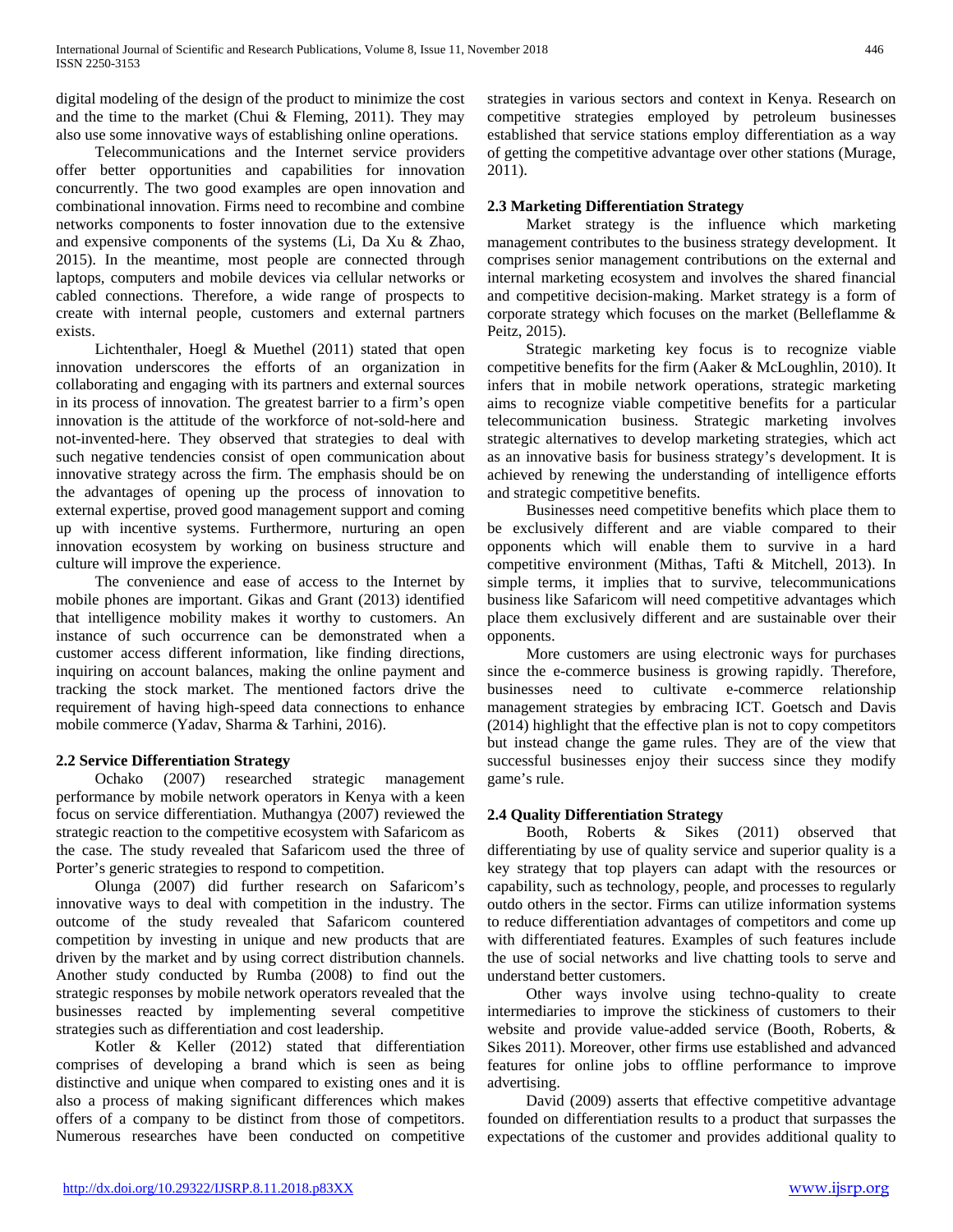digital modeling of the design of the product to minimize the cost and the time to the market (Chui & Fleming, 2011). They may also use some innovative ways of establishing online operations.

Telecommunications and the Internet service providers offer better opportunities and capabilities for innovation concurrently. The two good examples are open innovation and combinational innovation. Firms need to recombine and combine networks components to foster innovation due to the extensive and expensive components of the systems (Li, Da Xu & Zhao, 2015). In the meantime, most people are connected through laptops, computers and mobile devices via cellular networks or cabled connections. Therefore, a wide range of prospects to create with internal people, customers and external partners exists.

Lichtenthaler, Hoegl & Muethel (2011) stated that open innovation underscores the efforts of an organization in collaborating and engaging with its partners and external sources in its process of innovation. The greatest barrier to a firm's open innovation is the attitude of the workforce of not-sold-here and not-invented-here. They observed that strategies to deal with such negative tendencies consist of open communication about innovative strategy across the firm. The emphasis should be on the advantages of opening up the process of innovation to external expertise, proved good management support and coming up with incentive systems. Furthermore, nurturing an open innovation ecosystem by working on business structure and culture will improve the experience.

The convenience and ease of access to the Internet by mobile phones are important. Gikas and Grant (2013) identified that intelligence mobility makes it worthy to customers. An instance of such occurrence can be demonstrated when a customer access different information, like finding directions, inquiring on account balances, making the online payment and tracking the stock market. The mentioned factors drive the requirement of having high-speed data connections to enhance mobile commerce (Yadav, Sharma & Tarhini, 2016).

### 2.2 Service Differentiation Strategy

Ochako (2007) researched strategic management performance by mobile network operators in Kenya with a keen focus on service differentiation. Muthangya (2007) reviewed the strategic reaction to the competitive ecosystem with Safaricom as the case. The study revealed that Safaricom used the three of Porter's generic strategies to respond to competition.

Olunga (2007) did further research on Safaricom's innovative ways to deal with competition in the industry. The outcome of the study revealed that Safaricom countered competition by investing in unique and new products that are driven by the market and by using correct distribution channels. Another study conducted by Rumba (2008) to find out the strategic responses by mobile network operators revealed that the businesses reacted by implementing several competitive strategies such as differentiation and cost leadership.

Kotler & Keller (2012) stated that differentiation comprises of developing a brand which is seen as being distinctive and unique when compared to existing ones and it is also a process of making significant differences which makes offers of a company to be distinct from those of competitors. Numerous researches have been conducted on competitive strategies in various sectors and context in Kenya. Research on competitive strategies employed by petroleum businesses established that service stations employ differentiation as a way of getting the competitive advantage over other stations (Murage, 2011).

### 2.3 Marketing Differentiation Strategy

Market strategy is the influence which marketing management contributes to the business strategy development. It comprises senior management contributions on the external and internal marketing ecosystem and involves the shared financial and competitive decision-making. Market strategy is a form of corporate strategy which focuses on the market (Belleflamme & Peitz, 2015).

Strategic marketing key focus is to recognize viable competitive benefits for the firm (Aaker & McLoughlin, 2010). It infers that in mobile network operations, strategic marketing aims to recognize viable competitive benefits for a particular telecommunication business. Strategic marketing involves strategic alternatives to develop marketing strategies, which act as an innovative basis for business strategy's development. It is achieved by renewing the understanding of intelligence efforts and strategic competitive benefits.

Businesses need competitive benefits which place them to be exclusively different and are viable compared to their opponents which will enable them to survive in a hard competitive environment (Mithas, Tafti & Mitchell, 2013). In simple terms, it implies that to survive, telecommunications business like Safaricom will need competitive advantages which place them exclusively different and are sustainable over their opponents.

More customers are using electronic ways for purchases since the e-commerce business is growing rapidly. Therefore, businesses need to cultivate e-commerce relationship management strategies by embracing ICT. Goetsch and Davis (2014) highlight that the effective plan is not to copy competitors but instead change the game rules. They are of the view that successful businesses enjoy their success since they modify game's rule.

### 2.4 Quality Differentiation Strategy

Booth, Roberts & Sikes (2011) observed that differentiating by use of quality service and superior quality is a key strategy that top players can adapt with the resources or capability, such as technology, people, and processes to regularly outdo others in the sector. Firms can utilize information systems to reduce differentiation advantages of competitors and come up with differentiated features. Examples of such features include the use of social networks and live chatting tools to serve and understand better customers.

Other ways involve using techno-quality to create intermediaries to improve the stickiness of customers to their website and provide value-added service (Booth, Roberts, & Sikes 2011). Moreover, other firms use established and advanced features for online jobs to offline performance to improve advertising.

David (2009) asserts that effective competitive advantage founded on differentiation results to a product that surpasses the expectations of the customer and provides additional quality to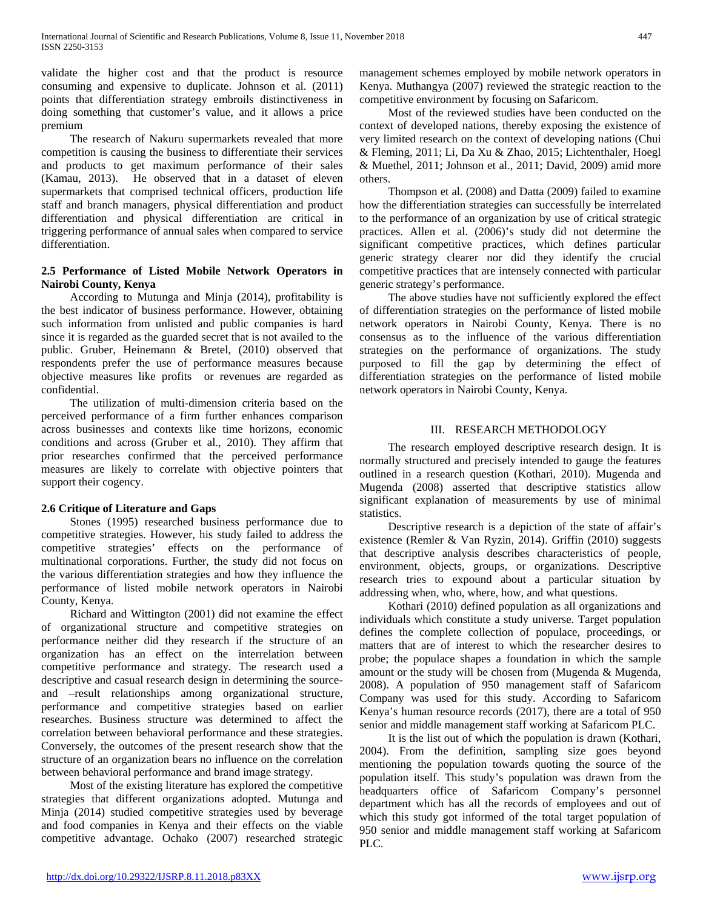validate the higher cost and that the product is resource consuming and expensive to duplicate. Johnson et al. (2011) points that differentiation strategy embroils distinctiveness in doing something that customer's value, and it allows a price premium

The research of Nakuru supermarkets revealed that more competition is causing the business to differentiate their services and products to get maximum performance of their sales (Kamau, 2013). He observed that in a dataset of eleven supermarkets that comprised technical officers, production life staff and branch managers, physical differentiation and product differentiation and physical differentiation are critical in triggering performance of annual sales when compared to service differentiation.

### 2.5 Performance of Listed Mobile Network Operators in Nairobi County, Kenya

According to Mutunga and Minja (2014), profitability is the best indicator of business performance. However, obtaining such information from unlisted and public companies is hard since it is regarded as the guarded secret that is not availed to the public. Gruber, Heinemann & Bretel, (2010) observed that respondents prefer the use of performance measures because objective measures like profits or revenues are regarded as confidential.

The utilization of multi-dimension criteria based on the perceived performance of a firm further enhances comparison across businesses and contexts like time horizons, economic conditions and across (Gruber et al., 2010). They affirm that prior researches confirmed that the perceived performance measures are likely to correlate with objective pointers that support their cogency.

### 2.6 Critique of Literature and Gaps

Stones (1995) researched business performance due to competitive strategies. However, his study failed to address the competitive strategies' effects on the performance of multinational corporations. Further, the study did not focus on the various differentiation strategies and how they influence the performance of listed mobile network operators in Nairobi County, Kenya.

Richard and Wittington (2001) did not examine the effect of organizational structure and competitive strategies on performance neither did they research if the structure of an organization has an effect on the interrelation between competitive performance and strategy. The research used a descriptive and casual research design in determining the source- and –result relationships among organizational structure, performance and competitive strategies based on earlier researches. Business structure was determined to affect the correlation between behavioral performance and these strategies. Conversely, the outcomes of the present research show that the structure of an organization bears no influence on the correlation between behavioral performance and brand image strategy.

Most of the existing literature has explored the competitive strategies that different organizations adopted. Mutunga and Minja (2014) studied competitive strategies used by beverage and food companies in Kenya and their effects on the viable competitive advantage. Ochako (2007) researched strategic management schemes employed by mobile network operators in Kenya. Muthangya (2007) reviewed the strategic reaction to the competitive environment by focusing on Safaricom.

Most of the reviewed studies have been conducted on the context of developed nations, thereby exposing the existence of very limited research on the context of developing nations (Chui & Fleming, 2011; Li, Da Xu & Zhao, 2015; Lichtenthaler, Hoegl & Muethel, 2011; Johnson et al., 2011; David, 2009) amid more others.

Thompson et al. (2008) and Datta (2009) failed to examine how the differentiation strategies can successfully be interrelated to the performance of an organization by use of critical strategic practices. Allen et al. (2006)'s study did not determine the significant competitive practices, which defines particular generic strategy clearer nor did they identify the crucial competitive practices that are intensely connected with particular generic strategy's performance.

The above studies have not sufficiently explored the effect of differentiation strategies on the performance of listed mobile network operators in Nairobi County, Kenya. There is no consensus as to the influence of the various differentiation strategies on the performance of organizations. The study purposed to fill the gap by determining the effect of differentiation strategies on the performance of listed mobile network operators in Nairobi County, Kenya.

## III. RESEARCH METHODOLOGY

The research employed descriptive research design. It is normally structured and precisely intended to gauge the features outlined in a research question (Kothari, 2010). Mugenda and Mugenda (2008) asserted that descriptive statistics allow significant explanation of measurements by use of minimal statistics.

Descriptive research is a depiction of the state of affair's existence (Remler & Van Ryzin, 2014). Griffin (2010) suggests that descriptive analysis describes characteristics of people, environment, objects, groups, or organizations. Descriptive research tries to expound about a particular situation by addressing when, who, where, how, and what questions.

Kothari (2010) defined population as all organizations and individuals which constitute a study universe. Target population defines the complete collection of populace, proceedings, or matters that are of interest to which the researcher desires to probe; the populace shapes a foundation in which the sample amount or the study will be chosen from (Mugenda & Mugenda, 2008). A population of 950 management staff of Safaricom Company was used for this study. According to Safaricom Kenya's human resource records (2017), there are a total of 950 senior and middle management staff working at Safaricom PLC.

It is the list out of which the population is drawn (Kothari, 2004). From the definition, sampling size goes beyond mentioning the population towards quoting the source of the population itself. This study's population was drawn from the headquarters office of Safaricom Company's personnel department which has all the records of employees and out of which this study got informed of the total target population of 950 senior and middle management staff working at Safaricom PLC.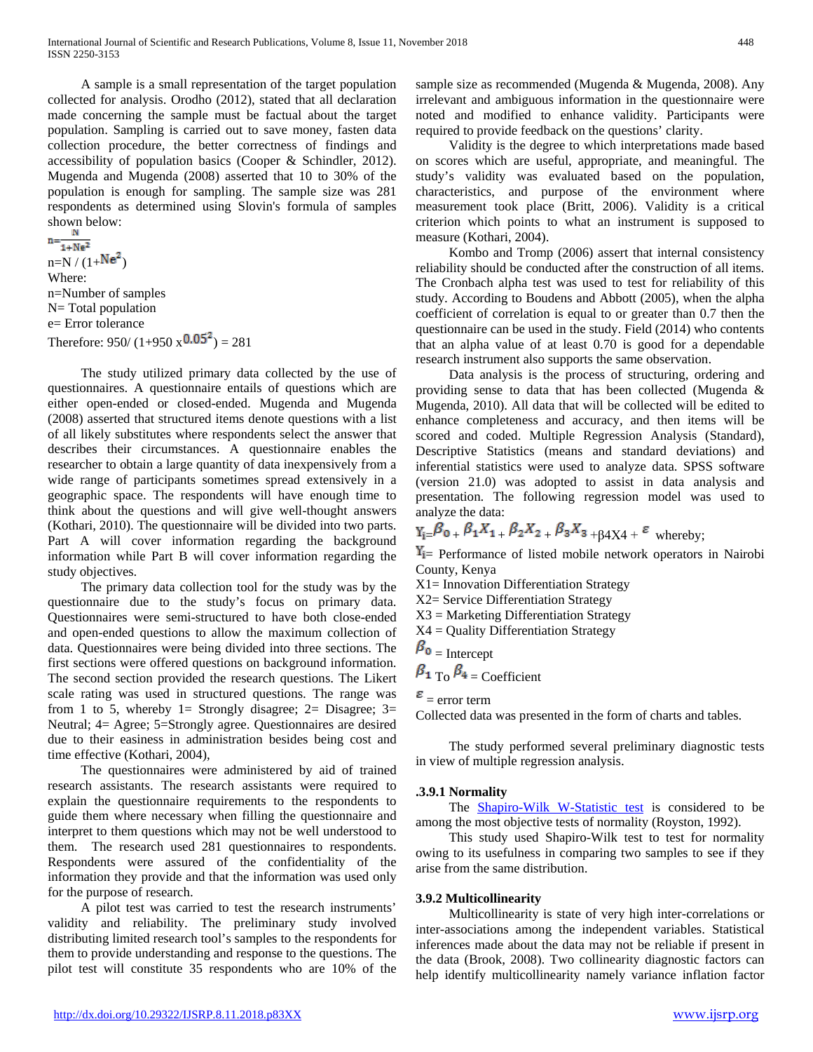A sample is a small representation of the target population collected for analysis. Orodho (2012), stated that all declaration made concerning the sample must be factual about the target population. Sampling is carried out to save money, fasten data collection procedure, the better correctness of findings and accessibility of population basics (Cooper & Schindler, 2012). Mugenda and Mugenda (2008) asserted that 10 to 30% of the population is enough for sampling. The sample size was 281 respondents as determined using Slovin's formula of samples shown below:

$$n=\frac{N}{1+Ne^2}$$

$n=N / (1+Ne^2)$

Where:

n=Number of samples

N= Total population

e= Error tolerance

Therefore: $950/ (1+950 \times 0.05^2) = 281$

The study utilized primary data collected by the use of questionnaires. A questionnaire entails of questions which are either open-ended or closed-ended. Mugenda and Mugenda (2008) asserted that structured items denote questions with a list of all likely substitutes where respondents select the answer that describes their circumstances. A questionnaire enables the researcher to obtain a large quantity of data inexpensively from a wide range of participants sometimes spread extensively in a geographic space. The respondents will have enough time to think about the questions and will give well-thought answers (Kothari, 2010). The questionnaire will be divided into two parts. Part A will cover information regarding the background information while Part B will cover information regarding the study objectives.

The primary data collection tool for the study was by the questionnaire due to the study's focus on primary data. Questionnaires were semi-structured to have both close-ended and open-ended questions to allow the maximum collection of data. Questionnaires were being divided into three sections. The first sections were offered questions on background information. The second section provided the research questions. The Likert scale rating was used in structured questions. The range was from 1 to 5, whereby 1= Strongly disagree; 2= Disagree; 3= Neutral; 4= Agree; 5=Strongly agree. Questionnaires are desired due to their easiness in administration besides being cost and time effective (Kothari, 2004),

The questionnaires were administered by aid of trained research assistants. The research assistants were required to explain the questionnaire requirements to the respondents to guide them where necessary when filling the questionnaire and interpret to them questions which may not be well understood to them. The research used 281 questionnaires to respondents. Respondents were assured of the confidentiality of the information they provide and that the information was used only for the purpose of research.

A pilot test was carried to test the research instruments' validity and reliability. The preliminary study involved distributing limited research tool's samples to the respondents for them to provide understanding and response to the questions. The pilot test will constitute 35 respondents who are 10% of the sample size as recommended (Mugenda & Mugenda, 2008). Any irrelevant and ambiguous information in the questionnaire were noted and modified to enhance validity. Participants were required to provide feedback on the questions' clarity.

Validity is the degree to which interpretations made based on scores which are useful, appropriate, and meaningful. The study's validity was evaluated based on the population, characteristics, and purpose of the environment where measurement took place (Britt, 2006). Validity is a critical criterion which points to what an instrument is supposed to measure (Kothari, 2004).

Kombo and Tromp (2006) assert that internal consistency reliability should be conducted after the construction of all items. The Cronbach alpha test was used to test for reliability of this study. According to Boudens and Abbott (2005), when the alpha coefficient of correlation is equal to or greater than 0.7 then the questionnaire can be used in the study. Field (2014) who contents that an alpha value of at least 0.70 is good for a dependable research instrument also supports the same observation.

Data analysis is the process of structuring, ordering and providing sense to data that has been collected (Mugenda & Mugenda, 2010). All data that will be collected will be edited to enhance completeness and accuracy, and then items will be scored and coded. Multiple Regression Analysis (Standard), Descriptive Statistics (means and standard deviations) and inferential statistics were used to analyze data. SPSS software (version 21.0) was adopted to assist in data analysis and presentation. The following regression model was used to analyze the data:

$Y_i=\beta_0 + \beta_1 X_1 + \beta_2 X_2 + \beta_3 X_3 + \beta_4 X_4 + \varepsilon$ whereby;

$Y_i$= Performance of listed mobile network operators in Nairobi County, Kenya

X1= Innovation Differentiation Strategy

X2= Service Differentiation Strategy

X3 = Marketing Differentiation Strategy

X4 = Quality Differentiation Strategy

$\beta_0$ = Intercept

$\beta_1$ To $\beta_4$ = Coefficient

$\varepsilon$ = error term

Collected data was presented in the form of charts and tables.

The study performed several preliminary diagnostic tests in view of multiple regression analysis.

### .3.9.1 Normality

The Shapiro-Wilk W-Statistic test is considered to be among the most objective tests of normality (Royston, 1992).

This study used Shapiro-Wilk test to test for normality owing to its usefulness in comparing two samples to see if they arise from the same distribution.

### 3.9.2 Multicollinearity

Multicollinearity is state of very high inter-correlations or inter-associations among the independent variables. Statistical inferences made about the data may not be reliable if present in the data (Brook, 2008). Two collinearity diagnostic factors can help identify multicollinearity namely variance inflation factor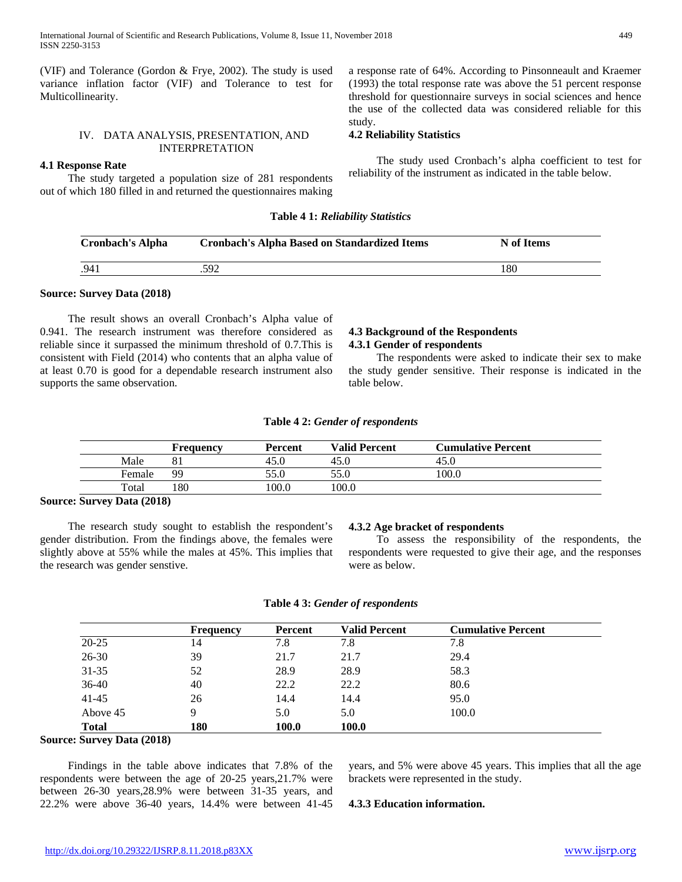(VIF) and Tolerance (Gordon & Frye, 2002). The study is used variance inflation factor (VIF) and Tolerance to test for Multicollinearity.

## IV. DATA ANALYSIS, PRESENTATION, AND INTERPRETATION

### 4.1 Response Rate

The study targeted a population size of 281 respondents out of which 180 filled in and returned the questionnaires making a response rate of 64%. According to Pinsonneault and Kraemer (1993) the total response rate was above the 51 percent response threshold for questionnaire surveys in social sciences and hence the use of the collected data was considered reliable for this study.

### 4.2 Reliability Statistics

The study used Cronbach's alpha coefficient to test for reliability of the instrument as indicated in the table below.

**Table 4 1:** ***Reliability Statistics***

| Cronbach's Alpha | Cronbach's Alpha Based on Standardized Items | N of Items |
|---|---|---|
| .941 | .592 | 180 |

**Source: Survey Data (2018)**

The result shows an overall Cronbach's Alpha value of 0.941. The research instrument was therefore considered as reliable since it surpassed the minimum threshold of 0.7.This is consistent with Field (2014) who contents that an alpha value of at least 0.70 is good for a dependable research instrument also supports the same observation.

### 4.3 Background of the Respondents

#### 4.3.1 Gender of respondents

The respondents were asked to indicate their sex to make the study gender sensitive. Their response is indicated in the table below.

**Table 4 2:** ***Gender of respondents***

| | Frequency | Percent | Valid Percent | Cumulative Percent |
|---|---|---|---|---|
| Male | 81 | 45.0 | 45.0 | 45.0 |
| Female | 99 | 55.0 | 55.0 | 100.0 |
| Total | 180 | 100.0 | 100.0 | |

**Source: Survey Data (2018)**

The research study sought to establish the respondent's gender distribution. From the findings above, the females were slightly above at 55% while the males at 45%. This implies that the research was gender senstive.

#### 4.3.2 Age bracket of respondents

To assess the responsibility of the respondents, the respondents were requested to give their age, and the responses were as below.

**Table 4 3:** ***Gender of respondents***

| | Frequency | Percent | Valid Percent | Cumulative Percent |
|---|---|---|---|---|
| 20-25 | 14 | 7.8 | 7.8 | 7.8 |
| 26-30 | 39 | 21.7 | 21.7 | 29.4 |
| 31-35 | 52 | 28.9 | 28.9 | 58.3 |
| 36-40 | 40 | 22.2 | 22.2 | 80.6 |
| 41-45 | 26 | 14.4 | 14.4 | 95.0 |
| Above 45 | 9 | 5.0 | 5.0 | 100.0 |
| **Total** | **180** | **100.0** | **100.0** | |

**Source: Survey Data (2018)**

Findings in the table above indicates that 7.8% of the respondents were between the age of 20-25 years,21.7% were between 26-30 years,28.9% were between 31-35 years, and 22.2% were above 36-40 years, 14.4% were between 41-45 years, and 5% were above 45 years. This implies that all the age brackets were represented in the study.

#### 4.3.3 Education information.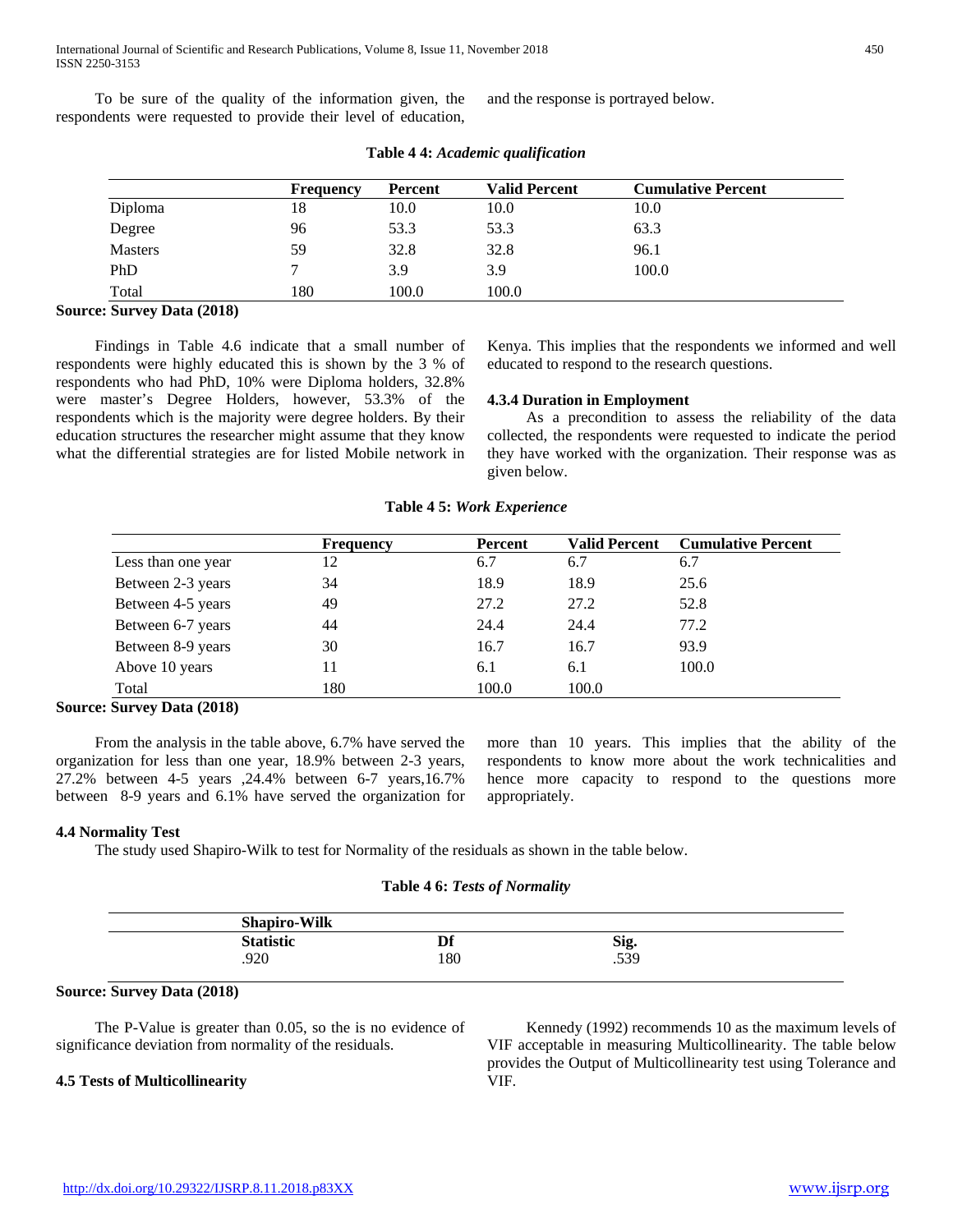To be sure of the quality of the information given, the respondents were requested to provide their level of education, and the response is portrayed below.

**Table 4 4:** ***Academic qualification***

| | Frequency | Percent | Valid Percent | Cumulative Percent |
|---|---|---|---|---|
| Diploma | 18 | 10.0 | 10.0 | 10.0 |
| Degree | 96 | 53.3 | 53.3 | 63.3 |
| Masters | 59 | 32.8 | 32.8 | 96.1 |
| PhD | 7 | 3.9 | 3.9 | 100.0 |
| Total | 180 | 100.0 | 100.0 | |

**Source: Survey Data (2018)**

Findings in Table 4.6 indicate that a small number of respondents were highly educated this is shown by the 3 % of respondents who had PhD, 10% were Diploma holders, 32.8% were master's Degree Holders, however, 53.3% of the respondents which is the majority were degree holders. By their education structures the researcher might assume that they know what the differential strategies are for listed Mobile network in Kenya. This implies that the respondents we informed and well educated to respond to the research questions.

### 4.3.4 Duration in Employment

As a precondition to assess the reliability of the data collected, the respondents were requested to indicate the period they have worked with the organization. Their response was as given below.

**Table 4 5:** ***Work Experience***

| | Frequency | Percent | Valid Percent | Cumulative Percent |
|---|---|---|---|---|
| Less than one year | 12 | 6.7 | 6.7 | 6.7 |
| Between 2-3 years | 34 | 18.9 | 18.9 | 25.6 |
| Between 4-5 years | 49 | 27.2 | 27.2 | 52.8 |
| Between 6-7 years | 44 | 24.4 | 24.4 | 77.2 |
| Between 8-9 years | 30 | 16.7 | 16.7 | 93.9 |
| Above 10 years | 11 | 6.1 | 6.1 | 100.0 |
| Total | 180 | 100.0 | 100.0 | |

**Source: Survey Data (2018)**

From the analysis in the table above, 6.7% have served the organization for less than one year, 18.9% between 2-3 years, 27.2% between 4-5 years ,24.4% between 6-7 years,16.7% between 8-9 years and 6.1% have served the organization for more than 10 years. This implies that the ability of the respondents to know more about the work technicalities and hence more capacity to respond to the questions more appropriately.

## 4.4 Normality Test

The study used Shapiro-Wilk to test for Normality of the residuals as shown in the table below.

**Table 4 6:** ***Tests of Normality***

| Shapiro-Wilk | | |
|---|---|---|
| Statistic | Df | Sig. |
| .920 | 180 | .539 |

**Source: Survey Data (2018)**

The P-Value is greater than 0.05, so the is no evidence of significance deviation from normality of the residuals.

## 4.5 Tests of Multicollinearity

Kennedy (1992) recommends 10 as the maximum levels of VIF acceptable in measuring Multicollinearity. The table below provides the Output of Multicollinearity test using Tolerance and VIF.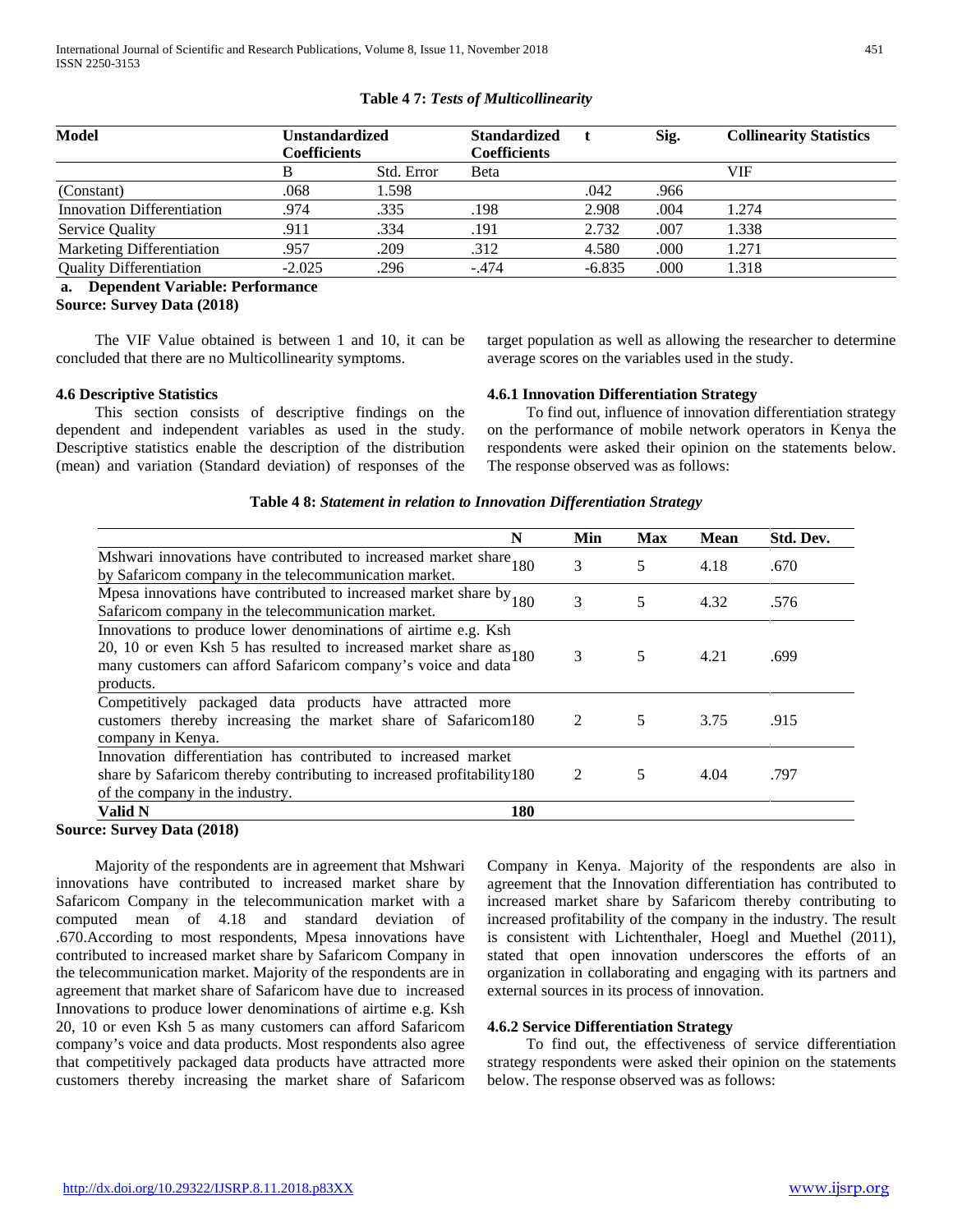**Table 4 7:** ***Tests of Multicollinearity***

| Model | Unstandardized Coefficients | | Standardized Coefficients | t | Sig. | Collinearity Statistics |
|---|---|---|---|---|---|---|
| | B | Std. Error | Beta | | | VIF |
| (Constant) | .068 | 1.598 | | .042 | .966 | |
| Innovation Differentiation | .974 | .335 | .198 | 2.908 | .004 | 1.274 |
| Service Quality | .911 | .334 | .191 | 2.732 | .007 | 1.338 |
| Marketing Differentiation | .957 | .209 | .312 | 4.580 | .000 | 1.271 |
| Quality Differentiation | -2.025 | .296 | -.474 | -6.835 | .000 | 1.318 |

**a. Dependent Variable: Performance**

**Source: Survey Data (2018)**

The VIF Value obtained is between 1 and 10, it can be concluded that there are no Multicollinearity symptoms.

**4.6 Descriptive Statistics**

This section consists of descriptive findings on the dependent and independent variables as used in the study. Descriptive statistics enable the description of the distribution (mean) and variation (Standard deviation) of responses of the target population as well as allowing the researcher to determine average scores on the variables used in the study.

**4.6.1 Innovation Differentiation Strategy**

To find out, influence of innovation differentiation strategy on the performance of mobile network operators in Kenya the respondents were asked their opinion on the statements below. The response observed was as follows:

**Table 4 8:** ***Statement in relation to Innovation Differentiation Strategy***

| | N | Min | Max | Mean | Std. Dev. |
|---|---|---|---|---|---|
| Mshwari innovations have contributed to increased market share by Safaricom company in the telecommunication market. | 180 | 3 | 5 | 4.18 | .670 |
| Mpesa innovations have contributed to increased market share by Safaricom company in the telecommunication market. | 180 | 3 | 5 | 4.32 | .576 |
| Innovations to produce lower denominations of airtime e.g. Ksh 20, 10 or even Ksh 5 has resulted to increased market share as many customers can afford Safaricom company's voice and data products. | 180 | 3 | 5 | 4.21 | .699 |
| Competitively packaged data products have attracted more customers thereby increasing the market share of Safaricom company in Kenya. | 180 | 2 | 5 | 3.75 | .915 |
| Innovation differentiation has contributed to increased market share by Safaricom thereby contributing to increased profitability of the company in the industry. | 180 | 2 | 5 | 4.04 | .797 |
| **Valid N** | **180** | | | | |

**Source: Survey Data (2018)**

Majority of the respondents are in agreement that Mshwari innovations have contributed to increased market share by Safaricom Company in the telecommunication market with a computed mean of 4.18 and standard deviation of .670.According to most respondents, Mpesa innovations have contributed to increased market share by Safaricom Company in the telecommunication market. Majority of the respondents are in agreement that market share of Safaricom have due to increased Innovations to produce lower denominations of airtime e.g. Ksh 20, 10 or even Ksh 5 as many customers can afford Safaricom company's voice and data products. Most respondents also agree that competitively packaged data products have attracted more customers thereby increasing the market share of Safaricom Company in Kenya. Majority of the respondents are also in agreement that the Innovation differentiation has contributed to increased market share by Safaricom thereby contributing to increased profitability of the company in the industry. The result is consistent with Lichtenthaler, Hoegl and Muethel (2011), stated that open innovation underscores the efforts of an organization in collaborating and engaging with its partners and external sources in its process of innovation.

**4.6.2 Service Differentiation Strategy**

To find out, the effectiveness of service differentiation strategy respondents were asked their opinion on the statements below. The response observed was as follows: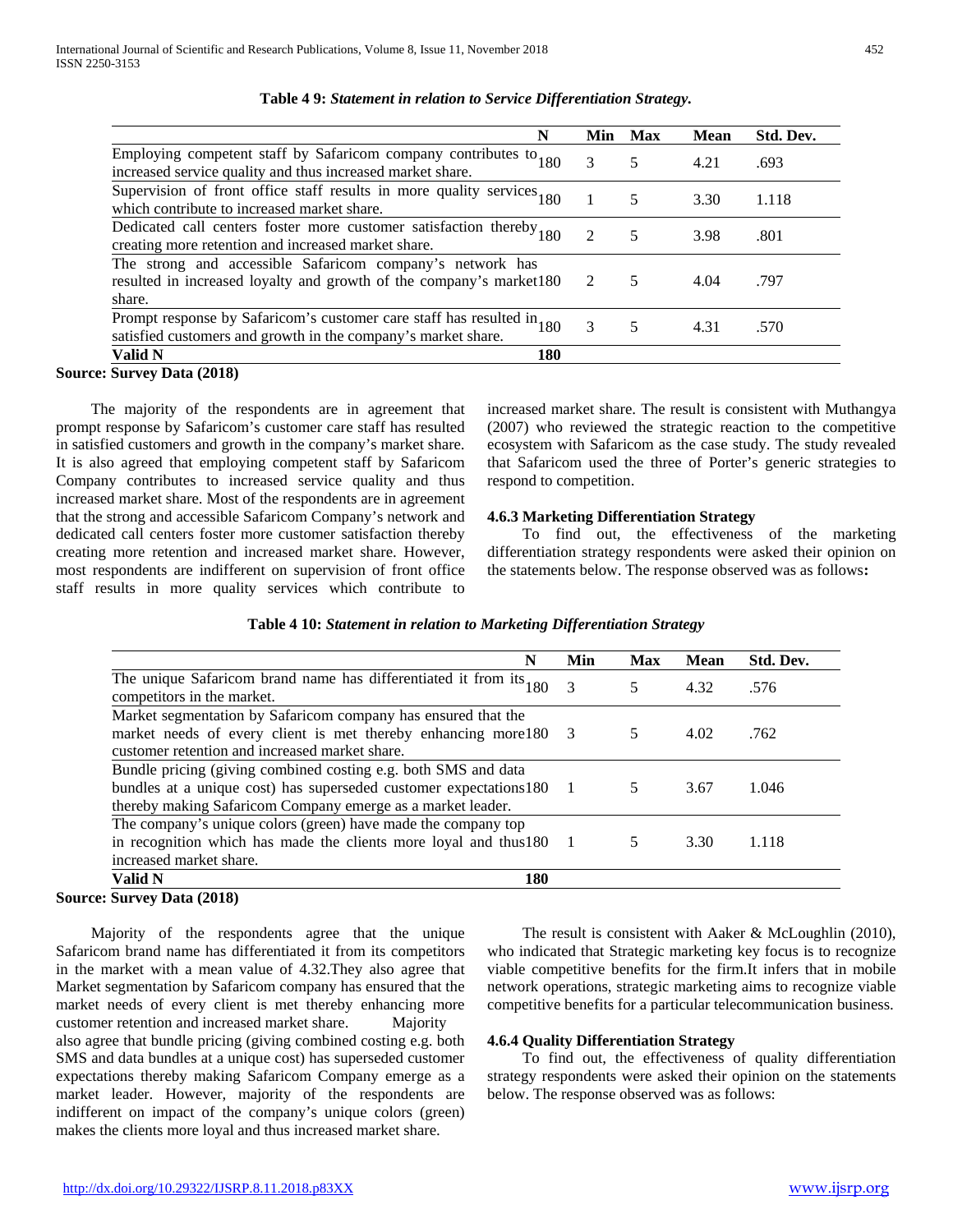**Table 4 9:** ***Statement in relation to Service Differentiation Strategy.***

| | N | Min | Max | Mean | Std. Dev. |
|---|---|---|---|---|---|
| Employing competent staff by Safaricom company contributes to increased service quality and thus increased market share. | 180 | 3 | 5 | 4.21 | .693 |
| Supervision of front office staff results in more quality services which contribute to increased market share. | 180 | 1 | 5 | 3.30 | 1.118 |
| Dedicated call centers foster more customer satisfaction thereby creating more retention and increased market share. | 180 | 2 | 5 | 3.98 | .801 |
| The strong and accessible Safaricom company's network has resulted in increased loyalty and growth of the company's market share. | 180 | 2 | 5 | 4.04 | .797 |
| Prompt response by Safaricom's customer care staff has resulted in satisfied customers and growth in the company's market share. | 180 | 3 | 5 | 4.31 | .570 |
| **Valid N** | **180** | | | | |

**Source: Survey Data (2018)**

The majority of the respondents are in agreement that prompt response by Safaricom's customer care staff has resulted in satisfied customers and growth in the company's market share. It is also agreed that employing competent staff by Safaricom Company contributes to increased service quality and thus increased market share. Most of the respondents are in agreement that the strong and accessible Safaricom Company's network and dedicated call centers foster more customer satisfaction thereby creating more retention and increased market share. However, most respondents are indifferent on supervision of front office staff results in more quality services which contribute to increased market share. The result is consistent with Muthangya (2007) who reviewed the strategic reaction to the competitive ecosystem with Safaricom as the case study. The study revealed that Safaricom used the three of Porter's generic strategies to respond to competition.

### 4.6.3 Marketing Differentiation Strategy

To find out, the effectiveness of the marketing differentiation strategy respondents were asked their opinion on the statements below. The response observed was as follows**:**

**Table 4 10:** ***Statement in relation to Marketing Differentiation Strategy***

| | N | Min | Max | Mean | Std. Dev. |
|---|---|---|---|---|---|
| The unique Safaricom brand name has differentiated it from its competitors in the market. | 180 | 3 | 5 | 4.32 | .576 |
| Market segmentation by Safaricom company has ensured that the market needs of every client is met thereby enhancing more customer retention and increased market share. | 180 | 3 | 5 | 4.02 | .762 |
| Bundle pricing (giving combined costing e.g. both SMS and data bundles at a unique cost) has superseded customer expectations thereby making Safaricom Company emerge as a market leader. | 180 | 1 | 5 | 3.67 | 1.046 |
| The company's unique colors (green) have made the company top in recognition which has made the clients more loyal and thus increased market share. | 180 | 1 | 5 | 3.30 | 1.118 |
| **Valid N** | **180** | | | | |

**Source: Survey Data (2018)**

Majority of the respondents agree that the unique Safaricom brand name has differentiated it from its competitors in the market with a mean value of 4.32.They also agree that Market segmentation by Safaricom company has ensured that the market needs of every client is met thereby enhancing more customer retention and increased market share. Majority also agree that bundle pricing (giving combined costing e.g. both SMS and data bundles at a unique cost) has superseded customer expectations thereby making Safaricom Company emerge as a market leader. However, majority of the respondents are indifferent on impact of the company's unique colors (green) makes the clients more loyal and thus increased market share.

The result is consistent with Aaker & McLoughlin (2010), who indicated that Strategic marketing key focus is to recognize viable competitive benefits for the firm.It infers that in mobile network operations, strategic marketing aims to recognize viable competitive benefits for a particular telecommunication business.

### 4.6.4 Quality Differentiation Strategy

To find out, the effectiveness of quality differentiation strategy respondents were asked their opinion on the statements below. The response observed was as follows: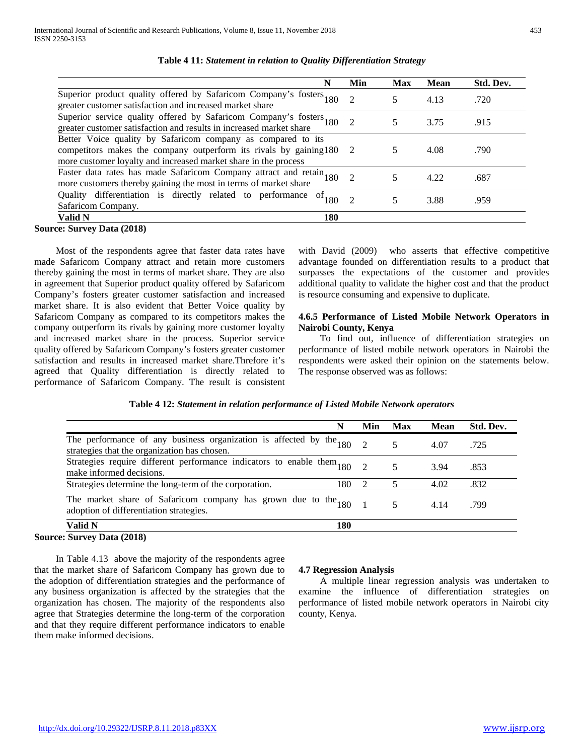**Table 4 11:** ***Statement in relation to Quality Differentiation Strategy***

| | N | Min | Max | Mean | Std. Dev. |
|---|---|---|---|---|---|
| Superior product quality offered by Safaricom Company's fosters greater customer satisfaction and increased market share | 180 | 2 | 5 | 4.13 | .720 |
| Superior service quality offered by Safaricom Company's fosters greater customer satisfaction and results in increased market share | 180 | 2 | 5 | 3.75 | .915 |
| Better Voice quality by Safaricom company as compared to its competitors makes the company outperform its rivals by gaining more customer loyalty and increased market share in the process | 180 | 2 | 5 | 4.08 | .790 |
| Faster data rates has made Safaricom Company attract and retain more customers thereby gaining the most in terms of market share | 180 | 2 | 5 | 4.22 | .687 |
| Quality differentiation is directly related to performance of Safaricom Company. | 180 | 2 | 5 | 3.88 | .959 |
| **Valid N** | **180** | | | | |

**Source: Survey Data (2018)**

Most of the respondents agree that faster data rates have made Safaricom Company attract and retain more customers thereby gaining the most in terms of market share. They are also in agreement that Superior product quality offered by Safaricom Company's fosters greater customer satisfaction and increased market share. It is also evident that Better Voice quality by Safaricom Company as compared to its competitors makes the company outperform its rivals by gaining more customer loyalty and increased market share in the process. Superior service quality offered by Safaricom Company's fosters greater customer satisfaction and results in increased market share.Threfore it's agreed that Quality differentiation is directly related to performance of Safaricom Company. The result is consistent with David (2009) who asserts that effective competitive advantage founded on differentiation results to a product that surpasses the expectations of the customer and provides additional quality to validate the higher cost and that the product is resource consuming and expensive to duplicate.

### 4.6.5 Performance of Listed Mobile Network Operators in Nairobi County, Kenya

To find out, influence of differentiation strategies on performance of listed mobile network operators in Nairobi the respondents were asked their opinion on the statements below. The response observed was as follows:

**Table 4 12:** ***Statement in relation performance of Listed Mobile Network operators***

| | N | Min | Max | Mean | Std. Dev. |
|---|---|---|---|---|---|
| The performance of any business organization is affected by the strategies that the organization has chosen. | 180 | 2 | 5 | 4.07 | .725 |
| Strategies require different performance indicators to enable them make informed decisions. | 180 | 2 | 5 | 3.94 | .853 |
| Strategies determine the long-term of the corporation. | 180 | 2 | 5 | 4.02 | .832 |
| The market share of Safaricom company has grown due to the adoption of differentiation strategies. | 180 | 1 | 5 | 4.14 | .799 |
| **Valid N** | **180** | | | | |

**Source: Survey Data (2018)**

In Table 4.13 above the majority of the respondents agree that the market share of Safaricom Company has grown due to the adoption of differentiation strategies and the performance of any business organization is affected by the strategies that the organization has chosen. The majority of the respondents also agree that Strategies determine the long-term of the corporation and that they require different performance indicators to enable them make informed decisions.

### 4.7 Regression Analysis

A multiple linear regression analysis was undertaken to examine the influence of differentiation strategies on performance of listed mobile network operators in Nairobi city county, Kenya.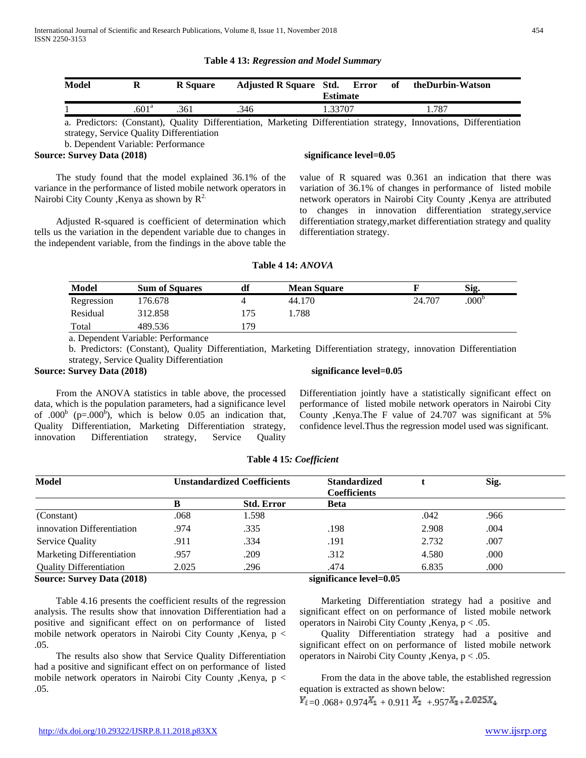**Table 4 13:** ***Regression and Model Summary***

| Model | R | R Square | Adjusted R Square | Std. Error of the Estimate | Durbin-Watson |
|---|---|---|---|---|---|
| 1 | .601[a] | .361 | .346 | 1.33707 | 1.787 |

a. Predictors: (Constant), Quality Differentiation, Marketing Differentiation strategy, Innovations, Differentiation strategy, Service Quality Differentiation

b. Dependent Variable: Performance

**Source: Survey Data (2018)** **significance level=0.05**

The study found that the model explained 36.1% of the variance in the performance of listed mobile network operators in Nairobi City County ,Kenya as shown by $R^2$.

Adjusted R-squared is coefficient of determination which tells us the variation in the dependent variable due to changes in the independent variable, from the findings in the above table the value of R squared was 0.361 an indication that there was variation of 36.1% of changes in performance of listed mobile network operators in Nairobi City County ,Kenya are attributed to changes in innovation differentiation strategy,service differentiation strategy,market differentiation strategy and quality differentiation strategy.

**Table 4 14:** ***ANOVA***

| Model | Sum of Squares | df | Mean Square | F | Sig. |
|---|---|---|---|---|---|
| Regression | 176.678 | 4 | 44.170 | 24.707 | .000[b] |
| Residual | 312.858 | 175 | 1.788 | | |
| Total | 489.536 | 179 | | | |

a. Dependent Variable: Performance

b. Predictors: (Constant), Quality Differentiation, Marketing Differentiation strategy, innovation Differentiation strategy, Service Quality Differentiation

**Source: Survey Data (2018)** **significance level=0.05**

From the ANOVA statistics in table above, the processed data, which is the population parameters, had a significance level of .000[b] (p=.000[b]), which is below 0.05 an indication that, Quality Differentiation, Marketing Differentiation strategy, innovation Differentiation strategy, Service Quality Differentiation jointly have a statistically significant effect on performance of listed mobile network operators in Nairobi City County ,Kenya.The F value of 24.707 was significant at 5% confidence level.Thus the regression model used was significant.

**Table 4 15***: Coefficient*

| Model | Unstandardized Coefficients | | Standardized Coefficients | t | Sig. |
|---|---|---|---|---|---|
| | B | Std. Error | Beta | | |
| (Constant) | .068 | 1.598 | | .042 | .966 |
| innovation Differentiation | .974 | .335 | .198 | 2.908 | .004 |
| Service Quality | .911 | .334 | .191 | 2.732 | .007 |
| Marketing Differentiation | .957 | .209 | .312 | 4.580 | .000 |
| Quality Differentiation | 2.025 | .296 | .474 | 6.835 | .000 |

**Source: Survey Data (2018)** **significance level=0.05**

Table 4.16 presents the coefficient results of the regression analysis. The results show that innovation Differentiation had a positive and significant effect on on performance of listed mobile network operators in Nairobi City County ,Kenya, $p < .05$.

The results also show that Service Quality Differentiation had a positive and significant effect on on performance of listed mobile network operators in Nairobi City County ,Kenya, $p < .05$.

Marketing Differentiation strategy had a positive and significant effect on on performance of listed mobile network operators in Nairobi City County ,Kenya, $p < .05$.

Quality Differentiation strategy had a positive and significant effect on on performance of listed mobile network operators in Nairobi City County ,Kenya, $p < .05$.

From the data in the above table, the established regression equation is extracted as shown below:

$Y_i = 0\ .068 + 0.974X_1 + 0.911\ X_2\ + .957X_3 + 2.025X_4$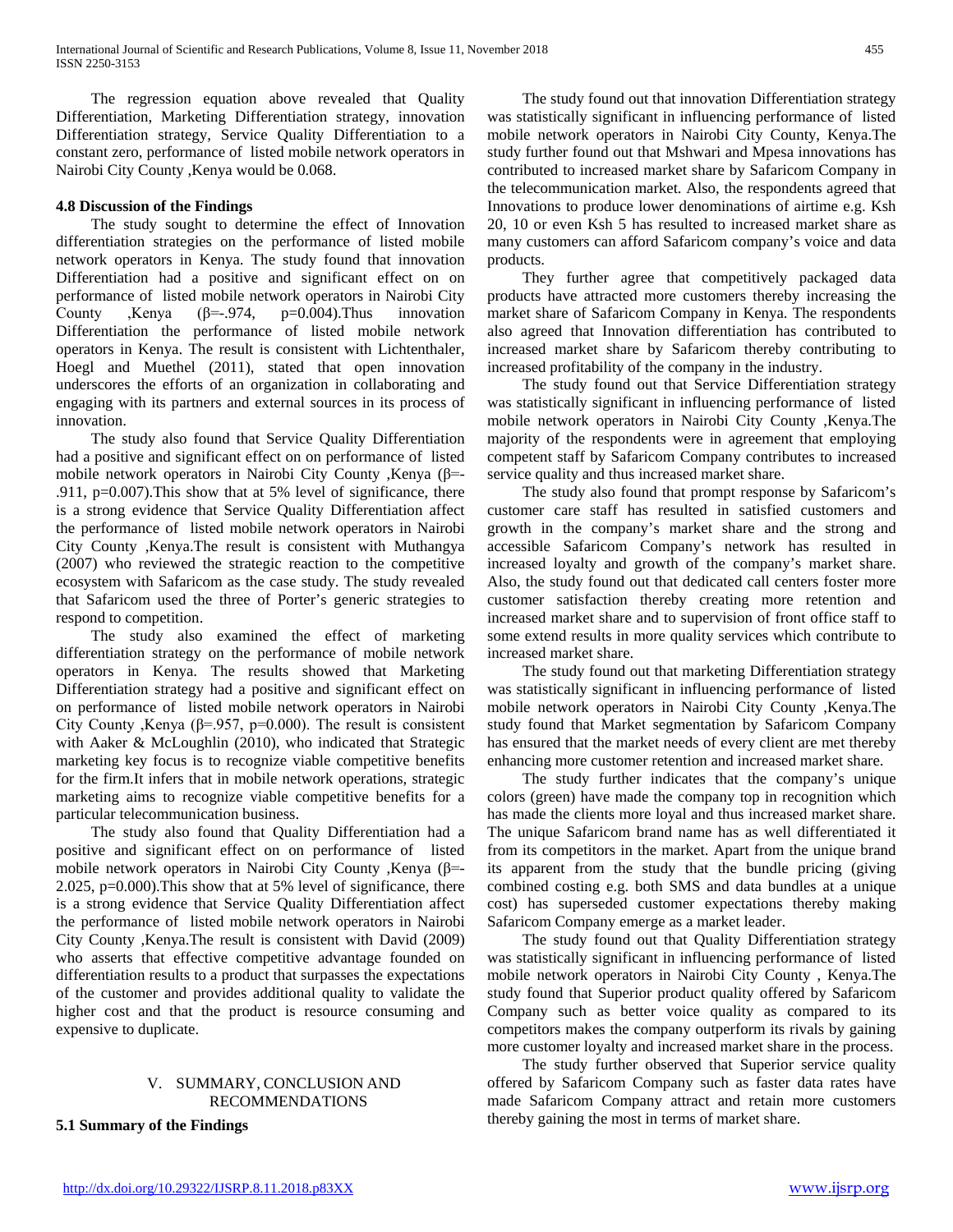The regression equation above revealed that Quality Differentiation, Marketing Differentiation strategy, innovation Differentiation strategy, Service Quality Differentiation to a constant zero, performance of listed mobile network operators in Nairobi City County ,Kenya would be 0.068.

### 4.8 Discussion of the Findings

The study sought to determine the effect of Innovation differentiation strategies on the performance of listed mobile network operators in Kenya. The study found that innovation Differentiation had a positive and significant effect on on performance of listed mobile network operators in Nairobi City County ,Kenya ($\beta$=-.974, p=0.004).Thus innovation Differentiation the performance of listed mobile network operators in Kenya. The result is consistent with Lichtenthaler, Hoegl and Muethel (2011), stated that open innovation underscores the efforts of an organization in collaborating and engaging with its partners and external sources in its process of innovation.

The study also found that Service Quality Differentiation had a positive and significant effect on on performance of listed mobile network operators in Nairobi City County ,Kenya ($\beta$=-.911, p=0.007).This show that at 5% level of significance, there is a strong evidence that Service Quality Differentiation affect the performance of listed mobile network operators in Nairobi City County ,Kenya.The result is consistent with Muthangya (2007) who reviewed the strategic reaction to the competitive ecosystem with Safaricom as the case study. The study revealed that Safaricom used the three of Porter's generic strategies to respond to competition.

The study also examined the effect of marketing differentiation strategy on the performance of mobile network operators in Kenya. The results showed that Marketing Differentiation strategy had a positive and significant effect on on performance of listed mobile network operators in Nairobi City County ,Kenya ($\beta$=.957, p=0.000). The result is consistent with Aaker & McLoughlin (2010), who indicated that Strategic marketing key focus is to recognize viable competitive benefits for the firm.It infers that in mobile network operations, strategic marketing aims to recognize viable competitive benefits for a particular telecommunication business.

The study also found that Quality Differentiation had a positive and significant effect on on performance of listed mobile network operators in Nairobi City County ,Kenya ($\beta$=-2.025, p=0.000).This show that at 5% level of significance, there is a strong evidence that Service Quality Differentiation affect the performance of listed mobile network operators in Nairobi City County ,Kenya.The result is consistent with David (2009) who asserts that effective competitive advantage founded on differentiation results to a product that surpasses the expectations of the customer and provides additional quality to validate the higher cost and that the product is resource consuming and expensive to duplicate.

## V. SUMMARY, CONCLUSION AND RECOMMENDATIONS

### 5.1 Summary of the Findings

The study found out that innovation Differentiation strategy was statistically significant in influencing performance of listed mobile network operators in Nairobi City County, Kenya.The study further found out that Mshwari and Mpesa innovations has contributed to increased market share by Safaricom Company in the telecommunication market. Also, the respondents agreed that Innovations to produce lower denominations of airtime e.g. Ksh 20, 10 or even Ksh 5 has resulted to increased market share as many customers can afford Safaricom company's voice and data products.

They further agree that competitively packaged data products have attracted more customers thereby increasing the market share of Safaricom Company in Kenya. The respondents also agreed that Innovation differentiation has contributed to increased market share by Safaricom thereby contributing to increased profitability of the company in the industry.

The study found out that Service Differentiation strategy was statistically significant in influencing performance of listed mobile network operators in Nairobi City County ,Kenya.The majority of the respondents were in agreement that employing competent staff by Safaricom Company contributes to increased service quality and thus increased market share.

The study also found that prompt response by Safaricom's customer care staff has resulted in satisfied customers and growth in the company's market share and the strong and accessible Safaricom Company's network has resulted in increased loyalty and growth of the company's market share. Also, the study found out that dedicated call centers foster more customer satisfaction thereby creating more retention and increased market share and to supervision of front office staff to some extend results in more quality services which contribute to increased market share.

The study found out that marketing Differentiation strategy was statistically significant in influencing performance of listed mobile network operators in Nairobi City County ,Kenya.The study found that Market segmentation by Safaricom Company has ensured that the market needs of every client are met thereby enhancing more customer retention and increased market share.

The study further indicates that the company's unique colors (green) have made the company top in recognition which has made the clients more loyal and thus increased market share. The unique Safaricom brand name has as well differentiated it from its competitors in the market. Apart from the unique brand its apparent from the study that the bundle pricing (giving combined costing e.g. both SMS and data bundles at a unique cost) has superseded customer expectations thereby making Safaricom Company emerge as a market leader.

The study found out that Quality Differentiation strategy was statistically significant in influencing performance of listed mobile network operators in Nairobi City County , Kenya.The study found that Superior product quality offered by Safaricom Company such as better voice quality as compared to its competitors makes the company outperform its rivals by gaining more customer loyalty and increased market share in the process.

The study further observed that Superior service quality offered by Safaricom Company such as faster data rates have made Safaricom Company attract and retain more customers thereby gaining the most in terms of market share.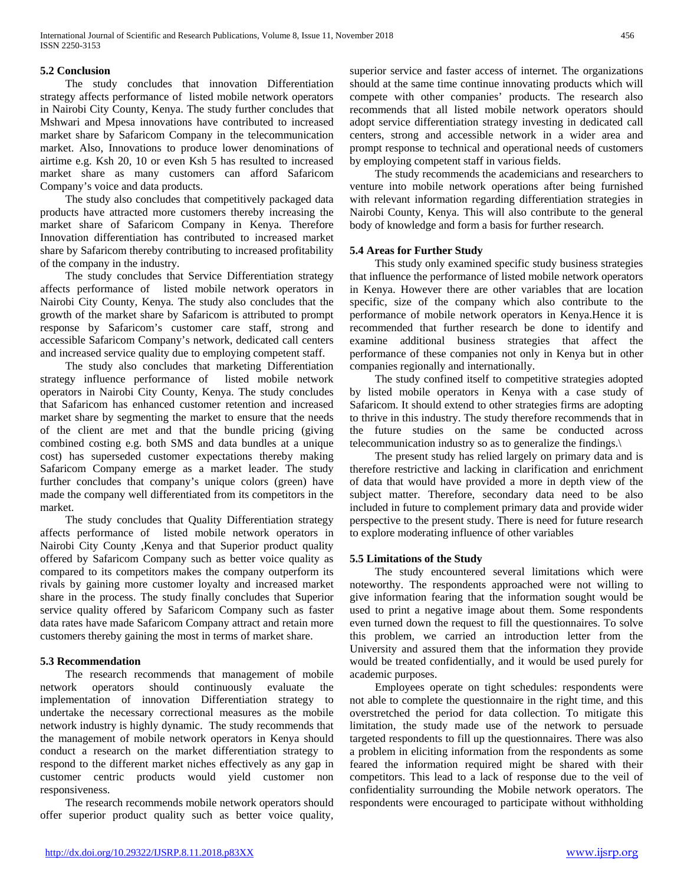### 5.2 Conclusion

The study concludes that innovation Differentiation strategy affects performance of listed mobile network operators in Nairobi City County, Kenya. The study further concludes that Mshwari and Mpesa innovations have contributed to increased market share by Safaricom Company in the telecommunication market. Also, Innovations to produce lower denominations of airtime e.g. Ksh 20, 10 or even Ksh 5 has resulted to increased market share as many customers can afford Safaricom Company's voice and data products.

The study also concludes that competitively packaged data products have attracted more customers thereby increasing the market share of Safaricom Company in Kenya. Therefore Innovation differentiation has contributed to increased market share by Safaricom thereby contributing to increased profitability of the company in the industry.

The study concludes that Service Differentiation strategy affects performance of listed mobile network operators in Nairobi City County, Kenya. The study also concludes that the growth of the market share by Safaricom is attributed to prompt response by Safaricom's customer care staff, strong and accessible Safaricom Company's network, dedicated call centers and increased service quality due to employing competent staff.

The study also concludes that marketing Differentiation strategy influence performance of listed mobile network operators in Nairobi City County, Kenya. The study concludes that Safaricom has enhanced customer retention and increased market share by segmenting the market to ensure that the needs of the client are met and that the bundle pricing (giving combined costing e.g. both SMS and data bundles at a unique cost) has superseded customer expectations thereby making Safaricom Company emerge as a market leader. The study further concludes that company's unique colors (green) have made the company well differentiated from its competitors in the market.

The study concludes that Quality Differentiation strategy affects performance of listed mobile network operators in Nairobi City County ,Kenya and that Superior product quality offered by Safaricom Company such as better voice quality as compared to its competitors makes the company outperform its rivals by gaining more customer loyalty and increased market share in the process. The study finally concludes that Superior service quality offered by Safaricom Company such as faster data rates have made Safaricom Company attract and retain more customers thereby gaining the most in terms of market share.

### 5.3 Recommendation

The research recommends that management of mobile network operators should continuously evaluate the implementation of innovation Differentiation strategy to undertake the necessary correctional measures as the mobile network industry is highly dynamic. The study recommends that the management of mobile network operators in Kenya should conduct a research on the market differentiation strategy to respond to the different market niches effectively as any gap in customer centric products would yield customer non responsiveness.

The research recommends mobile network operators should offer superior product quality such as better voice quality, superior service and faster access of internet. The organizations should at the same time continue innovating products which will compete with other companies' products. The research also recommends that all listed mobile network operators should adopt service differentiation strategy investing in dedicated call centers, strong and accessible network in a wider area and prompt response to technical and operational needs of customers by employing competent staff in various fields.

The study recommends the academicians and researchers to venture into mobile network operations after being furnished with relevant information regarding differentiation strategies in Nairobi County, Kenya. This will also contribute to the general body of knowledge and form a basis for further research.

### 5.4 Areas for Further Study

This study only examined specific study business strategies that influence the performance of listed mobile network operators in Kenya. However there are other variables that are location specific, size of the company which also contribute to the performance of mobile network operators in Kenya.Hence it is recommended that further research be done to identify and examine additional business strategies that affect the performance of these companies not only in Kenya but in other companies regionally and internationally.

The study confined itself to competitive strategies adopted by listed mobile operators in Kenya with a case study of Safaricom. It should extend to other strategies firms are adopting to thrive in this industry. The study therefore recommends that in the future studies on the same be conducted across telecommunication industry so as to generalize the findings.\

The present study has relied largely on primary data and is therefore restrictive and lacking in clarification and enrichment of data that would have provided a more in depth view of the subject matter. Therefore, secondary data need to be also included in future to complement primary data and provide wider perspective to the present study. There is need for future research to explore moderating influence of other variables

### 5.5 Limitations of the Study

The study encountered several limitations which were noteworthy. The respondents approached were not willing to give information fearing that the information sought would be used to print a negative image about them. Some respondents even turned down the request to fill the questionnaires. To solve this problem, we carried an introduction letter from the University and assured them that the information they provide would be treated confidentially, and it would be used purely for academic purposes.

Employees operate on tight schedules: respondents were not able to complete the questionnaire in the right time, and this overstretched the period for data collection. To mitigate this limitation, the study made use of the network to persuade targeted respondents to fill up the questionnaires. There was also a problem in eliciting information from the respondents as some feared the information required might be shared with their competitors. This lead to a lack of response due to the veil of confidentiality surrounding the Mobile network operators. The respondents were encouraged to participate without withholding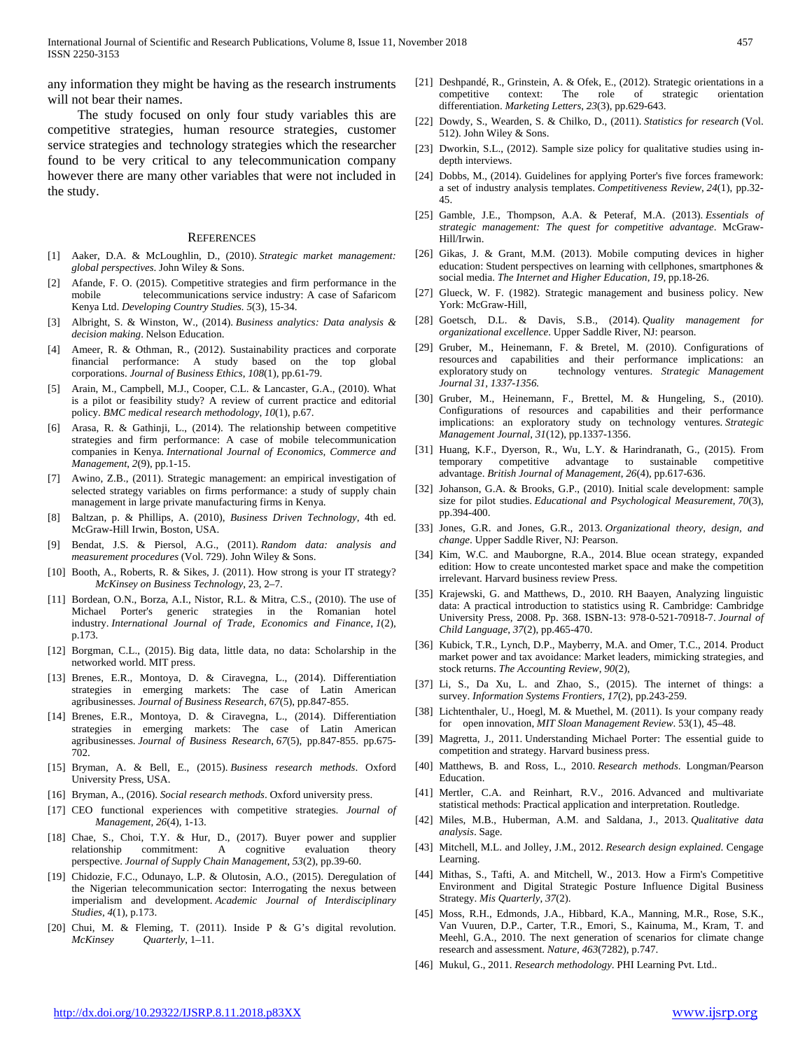any information they might be having as the research instruments will not bear their names.

The study focused on only four study variables this are competitive strategies, human resource strategies, customer service strategies and technology strategies which the researcher found to be very critical to any telecommunication company however there are many other variables that were not included in the study.

## References

[1] Aaker, D.A. & McLoughlin, D., (2010). *Strategic market management: global perspectives*. John Wiley & Sons.

[2] Afande, F. O. (2015). Competitive strategies and firm performance in the mobile telecommunications service industry: A case of Safaricom Kenya Ltd. *Developing Country Studies*. *5*(3), 15-34.

[3] Albright, S. & Winston, W., (2014). *Business analytics: Data analysis & decision making*. Nelson Education.

[4] Ameer, R. & Othman, R., (2012). Sustainability practices and corporate financial performance: A study based on the top global corporations. *Journal of Business Ethics*, *108*(1), pp.61-79.

[5] Arain, M., Campbell, M.J., Cooper, C.L. & Lancaster, G.A., (2010). What is a pilot or feasibility study? A review of current practice and editorial policy. *BMC medical research methodology*, *10*(1), p.67.

[6] Arasa, R. & Gathinji, L., (2014). The relationship between competitive strategies and firm performance: A case of mobile telecommunication companies in Kenya. *International Journal of Economics, Commerce and Management*, *2*(9), pp.1-15.

[7] Awino, Z.B., (2011). Strategic management: an empirical investigation of selected strategy variables on firms performance: a study of supply chain management in large private manufacturing firms in Kenya.

[8] Baltzan, p. & Phillips, A. (2010), *Business Driven Technology*, 4th ed. McGraw-Hill Irwin, Boston, USA.

[9] Bendat, J.S. & Piersol, A.G., (2011). *Random data: analysis and measurement procedures* (Vol. 729). John Wiley & Sons.

[10] Booth, A., Roberts, R. & Sikes, J. (2011). How strong is your IT strategy? *McKinsey on Business Technology*, 23, 2–7.

[11] Bordean, O.N., Borza, A.I., Nistor, R.L. & Mitra, C.S., (2010). The use of Michael Porter's generic strategies in the Romanian hotel industry. *International Journal of Trade, Economics and Finance*, *1*(2), p.173.

[12] Borgman, C.L., (2015). Big data, little data, no data: Scholarship in the networked world. MIT press.

[13] Brenes, E.R., Montoya, D. & Ciravegna, L., (2014). Differentiation strategies in emerging markets: The case of Latin American agribusinesses. *Journal of Business Research*, *67*(5), pp.847-855.

[14] Brenes, E.R., Montoya, D. & Ciravegna, L., (2014). Differentiation strategies in emerging markets: The case of Latin American agribusinesses. *Journal of Business Research*, *67*(5), pp.847-855. pp.675-702.

[15] Bryman, A. & Bell, E., (2015). *Business research methods*. Oxford University Press, USA.

[16] Bryman, A., (2016). *Social research methods*. Oxford university press.

[17] CEO functional experiences with competitive strategies. *Journal of Management*, *26*(4), 1-13.

[18] Chae, S., Choi, T.Y. & Hur, D., (2017). Buyer power and supplier relationship commitment: A cognitive evaluation theory perspective. *Journal of Supply Chain Management*, *53*(2), pp.39-60.

[19] Chidozie, F.C., Odunayo, L.P. & Olutosin, A.O., (2015). Deregulation of the Nigerian telecommunication sector: Interrogating the nexus between imperialism and development. *Academic Journal of Interdisciplinary Studies*, *4*(1), p.173.

[20] Chui, M. & Fleming, T. (2011). Inside P & G's digital revolution. *McKinsey Quarterly*, 1–11.

[21] Deshpandé, R., Grinstein, A. & Ofek, E., (2012). Strategic orientations in a competitive context: The role of strategic orientation differentiation. *Marketing Letters*, *23*(3), pp.629-643.

[22] Dowdy, S., Wearden, S. & Chilko, D., (2011). *Statistics for research* (Vol. 512). John Wiley & Sons.

[23] Dworkin, S.L., (2012). Sample size policy for qualitative studies using in-depth interviews.

[24] Dobbs, M., (2014). Guidelines for applying Porter's five forces framework: a set of industry analysis templates. *Competitiveness Review*, *24*(1), pp.32-45.

[25] Gamble, J.E., Thompson, A.A. & Peteraf, M.A. (2013). *Essentials of strategic management: The quest for competitive advantage*. McGraw-Hill/Irwin.

[26] Gikas, J. & Grant, M.M. (2013). Mobile computing devices in higher education: Student perspectives on learning with cellphones, smartphones & social media. *The Internet and Higher Education, 19*, pp.18-26.

[27] Glueck, W. F. (1982). Strategic management and business policy. New York: McGraw-Hill,

[28] Goetsch, D.L. & Davis, S.B., (2014). *Quality management for organizational excellence*. Upper Saddle River, NJ: pearson.

[29] Gruber, M., Heinemann, F. & Bretel, M. (2010). Configurations of resources and capabilities and their performance implications: an exploratory study on technology ventures. *Strategic Management Journal 31, 1337-1356.*

[30] Gruber, M., Heinemann, F., Brettel, M. & Hungeling, S., (2010). Configurations of resources and capabilities and their performance implications: an exploratory study on technology ventures. *Strategic Management Journal*, *31*(12), pp.1337-1356.

[31] Huang, K.F., Dyerson, R., Wu, L.Y. & Harindranath, G., (2015). From temporary competitive advantage to sustainable competitive advantage. *British Journal of Management*, *26*(4), pp.617-636.

[32] Johanson, G.A. & Brooks, G.P., (2010). Initial scale development: sample size for pilot studies. *Educational and Psychological Measurement*, *70*(3), pp.394-400.

[33] Jones, G.R. and Jones, G.R., 2013. *Organizational theory, design, and change*. Upper Saddle River, NJ: Pearson.

[34] Kim, W.C. and Mauborgne, R.A., 2014. Blue ocean strategy, expanded edition: How to create uncontested market space and make the competition irrelevant. Harvard business review Press.

[35] Krajewski, G. and Matthews, D., 2010. RH Baayen, Analyzing linguistic data: A practical introduction to statistics using R. Cambridge: Cambridge University Press, 2008. Pp. 368. ISBN-13: 978-0-521-70918-7. *Journal of Child Language*, *37*(2), pp.465-470.

[36] Kubick, T.R., Lynch, D.P., Mayberry, M.A. and Omer, T.C., 2014. Product market power and tax avoidance: Market leaders, mimicking strategies, and stock returns. *The Accounting Review*, *90*(2),

[37] Li, S., Da Xu, L. and Zhao, S., (2015). The internet of things: a survey. *Information Systems Frontiers*, *17*(2), pp.243-259.

[38] Lichtenthaler, U., Hoegl, M. & Muethel, M. (2011). Is your company ready for open innovation, *MIT Sloan Management Review*. 53(1), 45–48.

[39] Magretta, J., 2011. Understanding Michael Porter: The essential guide to competition and strategy. Harvard business press.

[40] Matthews, B. and Ross, L., 2010. *Research methods*. Longman/Pearson Education.

[41] Mertler, C.A. and Reinhart, R.V., 2016. Advanced and multivariate statistical methods: Practical application and interpretation. Routledge.

[42] Miles, M.B., Huberman, A.M. and Saldana, J., 2013. *Qualitative data analysis*. Sage.

[43] Mitchell, M.L. and Jolley, J.M., 2012. *Research design explained*. Cengage Learning.

[44] Mithas, S., Tafti, A. and Mitchell, W., 2013. How a Firm's Competitive Environment and Digital Strategic Posture Influence Digital Business Strategy. *Mis Quarterly*, *37*(2).

[45] Moss, R.H., Edmonds, J.A., Hibbard, K.A., Manning, M.R., Rose, S.K., Van Vuuren, D.P., Carter, T.R., Emori, S., Kainuma, M., Kram, T. and Meehl, G.A., 2010. The next generation of scenarios for climate change research and assessment. *Nature*, *463*(7282), p.747.

[46] Mukul, G., 2011. *Research methodology*. PHI Learning Pvt. Ltd..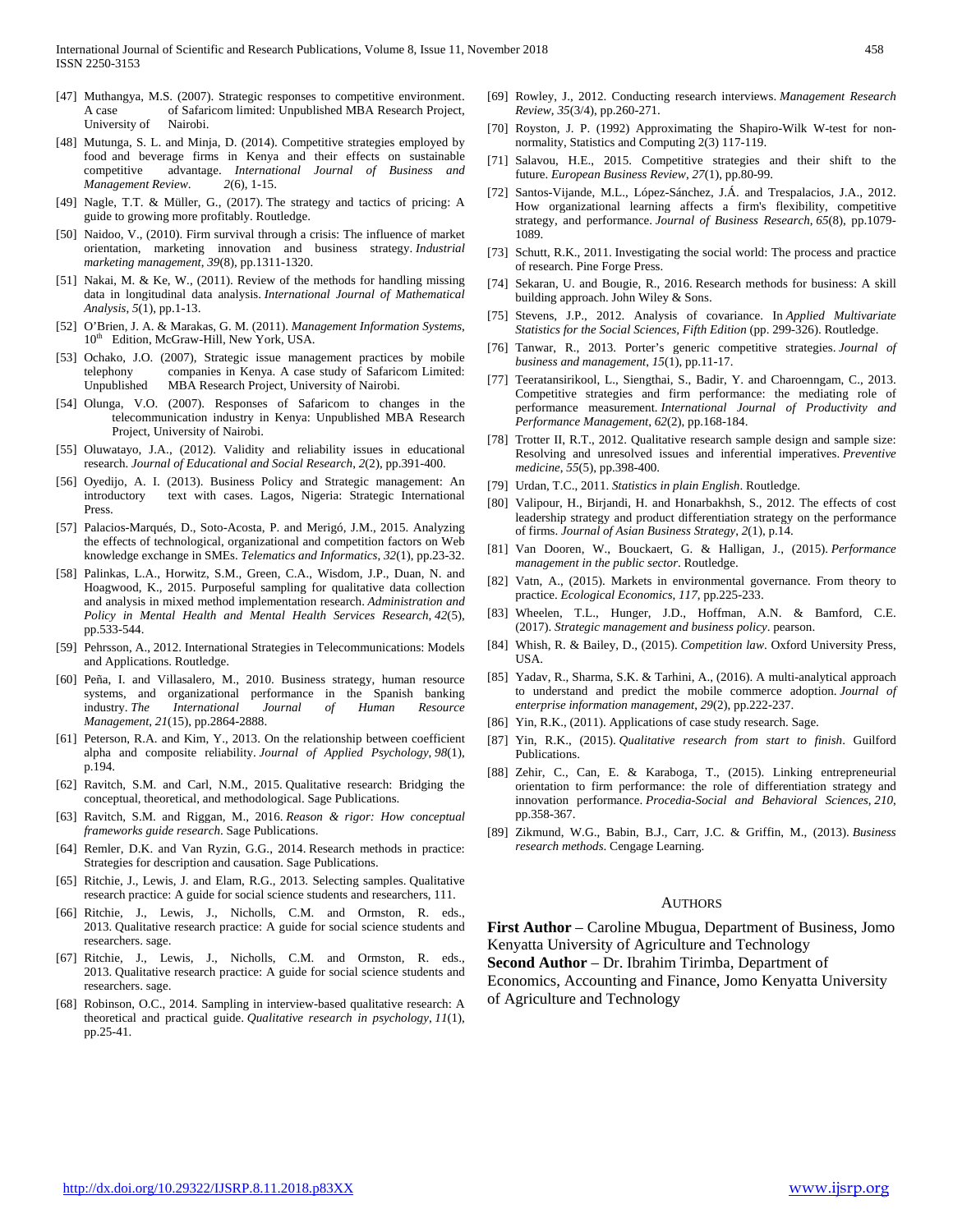[47] Muthangya, M.S. (2007). Strategic responses to competitive environment. A case of Safaricom limited: Unpublished MBA Research Project, University of Nairobi.

[48] Mutunga, S. L. and Minja, D. (2014). Competitive strategies employed by food and beverage firms in Kenya and their effects on sustainable competitive advantage. *International Journal of Business and Management Review*. *2*(6), 1-15.

[49] Nagle, T.T. & Müller, G., (2017). The strategy and tactics of pricing: A guide to growing more profitably. Routledge.

[50] Naidoo, V., (2010). Firm survival through a crisis: The influence of market orientation, marketing innovation and business strategy. *Industrial marketing management*, *39*(8), pp.1311-1320.

[51] Nakai, M. & Ke, W., (2011). Review of the methods for handling missing data in longitudinal data analysis. *International Journal of Mathematical Analysis*, *5*(1), pp.1-13.

[52] O'Brien, J. A. & Marakas, G. M. (2011). *Management Information Systems*, 10th Edition, McGraw-Hill, New York, USA.

[53] Ochako, J.O. (2007), Strategic issue management practices by mobile telephony companies in Kenya. A case study of Safaricom Limited: Unpublished MBA Research Project, University of Nairobi.

[54] Olunga, V.O. (2007). Responses of Safaricom to changes in the telecommunication industry in Kenya: Unpublished MBA Research Project, University of Nairobi.

[55] Oluwatayo, J.A., (2012). Validity and reliability issues in educational research. *Journal of Educational and Social Research*, *2*(2), pp.391-400.

[56] Oyedijo, A. I. (2013). Business Policy and Strategic management: An introductory text with cases. Lagos, Nigeria: Strategic International Press.

[57] Palacios-Marqués, D., Soto-Acosta, P. and Merigó, J.M., 2015. Analyzing the effects of technological, organizational and competition factors on Web knowledge exchange in SMEs. *Telematics and Informatics*, *32*(1), pp.23-32.

[58] Palinkas, L.A., Horwitz, S.M., Green, C.A., Wisdom, J.P., Duan, N. and Hoagwood, K., 2015. Purposeful sampling for qualitative data collection and analysis in mixed method implementation research. *Administration and Policy in Mental Health and Mental Health Services Research*, *42*(5), pp.533-544.

[59] Pehrsson, A., 2012. International Strategies in Telecommunications: Models and Applications. Routledge.

[60] Peña, I. and Villasalero, M., 2010. Business strategy, human resource systems, and organizational performance in the Spanish banking industry. *The International Journal of Human Resource Management*, *21*(15), pp.2864-2888.

[61] Peterson, R.A. and Kim, Y., 2013. On the relationship between coefficient alpha and composite reliability. *Journal of Applied Psychology*, *98*(1), p.194.

[62] Ravitch, S.M. and Carl, N.M., 2015. Qualitative research: Bridging the conceptual, theoretical, and methodological. Sage Publications.

[63] Ravitch, S.M. and Riggan, M., 2016. *Reason & rigor: How conceptual frameworks guide research*. Sage Publications.

[64] Remler, D.K. and Van Ryzin, G.G., 2014. Research methods in practice: Strategies for description and causation. Sage Publications.

[65] Ritchie, J., Lewis, J. and Elam, R.G., 2013. Selecting samples. Qualitative research practice: A guide for social science students and researchers, 111.

[66] Ritchie, J., Lewis, J., Nicholls, C.M. and Ormston, R. eds., 2013. Qualitative research practice: A guide for social science students and researchers. sage.

[67] Ritchie, J., Lewis, J., Nicholls, C.M. and Ormston, R. eds., 2013. Qualitative research practice: A guide for social science students and researchers. sage.

[68] Robinson, O.C., 2014. Sampling in interview-based qualitative research: A theoretical and practical guide. *Qualitative research in psychology*, *11*(1), pp.25-41.

[69] Rowley, J., 2012. Conducting research interviews. *Management Research Review*, *35*(3/4), pp.260-271.

[70] Royston, J. P. (1992) Approximating the Shapiro-Wilk W-test for non-normality, Statistics and Computing 2(3) 117-119.

[71] Salavou, H.E., 2015. Competitive strategies and their shift to the future. *European Business Review*, *27*(1), pp.80-99.

[72] Santos-Vijande, M.L., López-Sánchez, J.Á. and Trespalacios, J.A., 2012. How organizational learning affects a firm's flexibility, competitive strategy, and performance. *Journal of Business Research*, *65*(8), pp.1079-1089.

[73] Schutt, R.K., 2011. Investigating the social world: The process and practice of research. Pine Forge Press.

[74] Sekaran, U. and Bougie, R., 2016. Research methods for business: A skill building approach. John Wiley & Sons.

[75] Stevens, J.P., 2012. Analysis of covariance. In *Applied Multivariate Statistics for the Social Sciences, Fifth Edition* (pp. 299-326). Routledge.

[76] Tanwar, R., 2013. Porter's generic competitive strategies. *Journal of business and management*, *15*(1), pp.11-17.

[77] Teeratansirikool, L., Siengthai, S., Badir, Y. and Charoenngam, C., 2013. Competitive strategies and firm performance: the mediating role of performance measurement. *International Journal of Productivity and Performance Management*, *62*(2), pp.168-184.

[78] Trotter II, R.T., 2012. Qualitative research sample design and sample size: Resolving and unresolved issues and inferential imperatives. *Preventive medicine*, *55*(5), pp.398-400.

[79] Urdan, T.C., 2011. *Statistics in plain English*. Routledge.

[80] Valipour, H., Birjandi, H. and Honarbakhsh, S., 2012. The effects of cost leadership strategy and product differentiation strategy on the performance of firms. *Journal of Asian Business Strategy*, *2*(1), p.14.

[81] Van Dooren, W., Bouckaert, G. & Halligan, J., (2015). *Performance management in the public sector*. Routledge.

[82] Vatn, A., (2015). Markets in environmental governance. From theory to practice. *Ecological Economics*, *117*, pp.225-233.

[83] Wheelen, T.L., Hunger, J.D., Hoffman, A.N. & Bamford, C.E. (2017). *Strategic management and business policy*. pearson.

[84] Whish, R. & Bailey, D., (2015). *Competition law*. Oxford University Press, USA.

[85] Yadav, R., Sharma, S.K. & Tarhini, A., (2016). A multi-analytical approach to understand and predict the mobile commerce adoption. *Journal of enterprise information management*, *29*(2), pp.222-237.

[86] Yin, R.K., (2011). Applications of case study research. Sage.

[87] Yin, R.K., (2015). *Qualitative research from start to finish*. Guilford Publications.

[88] Zehir, C., Can, E. & Karaboga, T., (2015). Linking entrepreneurial orientation to firm performance: the role of differentiation strategy and innovation performance. *Procedia-Social and Behavioral Sciences*, *210*, pp.358-367.

[89] Zikmund, W.G., Babin, B.J., Carr, J.C. & Griffin, M., (2013). *Business research methods*. Cengage Learning.

## AUTHORS

**First Author** – Caroline Mbugua, Department of Business, Jomo Kenyatta University of Agriculture and Technology

**Second Author** – Dr. Ibrahim Tirimba, Department of Economics, Accounting and Finance, Jomo Kenyatta University of Agriculture and Technology